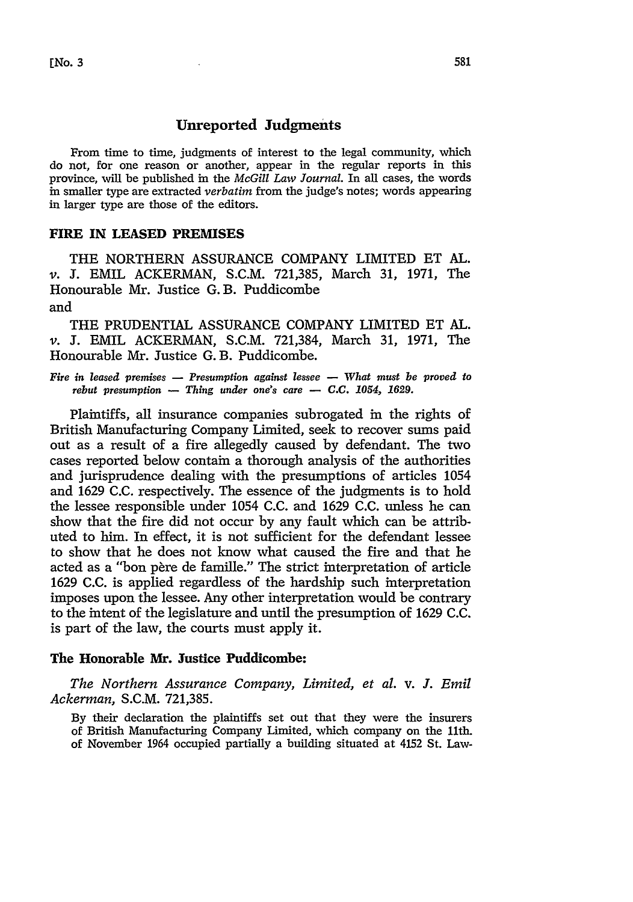## Unreported Judgments

From time to time, judgments of interest to the legal community, which do not, for one reason or another, appear in the regular reports in this province, will be published in the *McGill Law Journal*. In all cases, the words in smaller type are extracted *verbatim* from the judge's notes; words appearing in larger type are those of the editors.

### FIRE IN LEASED PREMISES

THE NORTHERN ASSURANCE COMPANY LIMITED ET AL. *v.* J. EMIL ACKERMAN, S.C.M. 721,385, March 31, 1971, The Honourable Mr. Justice G. B. Puddicombe

and

THE PRUDENTIAL ASSURANCE COMPANY LIMITED ET AL. *v.* J. EMIL ACKERMAN, S.C.M. 721,384, March 31, 1971, The Honourable Mr. Justice G. B. Puddicombe.

*Fire in leased premises — Presumption against lessee — What must be proved to rebut presumption — Thing under one's care — C.C. 1054, 1629.*

Plaintiffs, all insurance companies subrogated in the rights of British Manufacturing Company Limited, seek to recover sums paid out as a result of a fire allegedly caused by defendant. The two cases reported below contain a thorough analysis of the authorities and jurisprudence dealing with the presumptions of articles 1054 and 1629 C.C. respectively. The essence of the judgments is to hold the lessee responsible under 1054 C.C. and 1629 C.C. unless he can show that the fire did not occur by any fault which can be attributed to him. In effect, it is not sufficient for the defendant lessee to show that he does not know what caused the fire and that he acted as a "bon père de famille." The strict interpretation of article 1629 C.C. is applied regardless of the hardship such interpretation imposes upon the lessee. Any other interpretation would be contrary to the intent of the legislature and until the presumption of 1629 C.C. is part of the law, the courts must apply it.

### The Honorable Mr. Justice Puddicombe:

*The Northern Assurance Company, Limited, et al.* v. *J. Emil Ackerman*, S.C.M. 721,385.

By their declaration the plaintiffs set out that they were the insurers of British Manufacturing Company Limited, which company on the 11th. of November 1964 occupied partially a building situated at 4152 St. Law-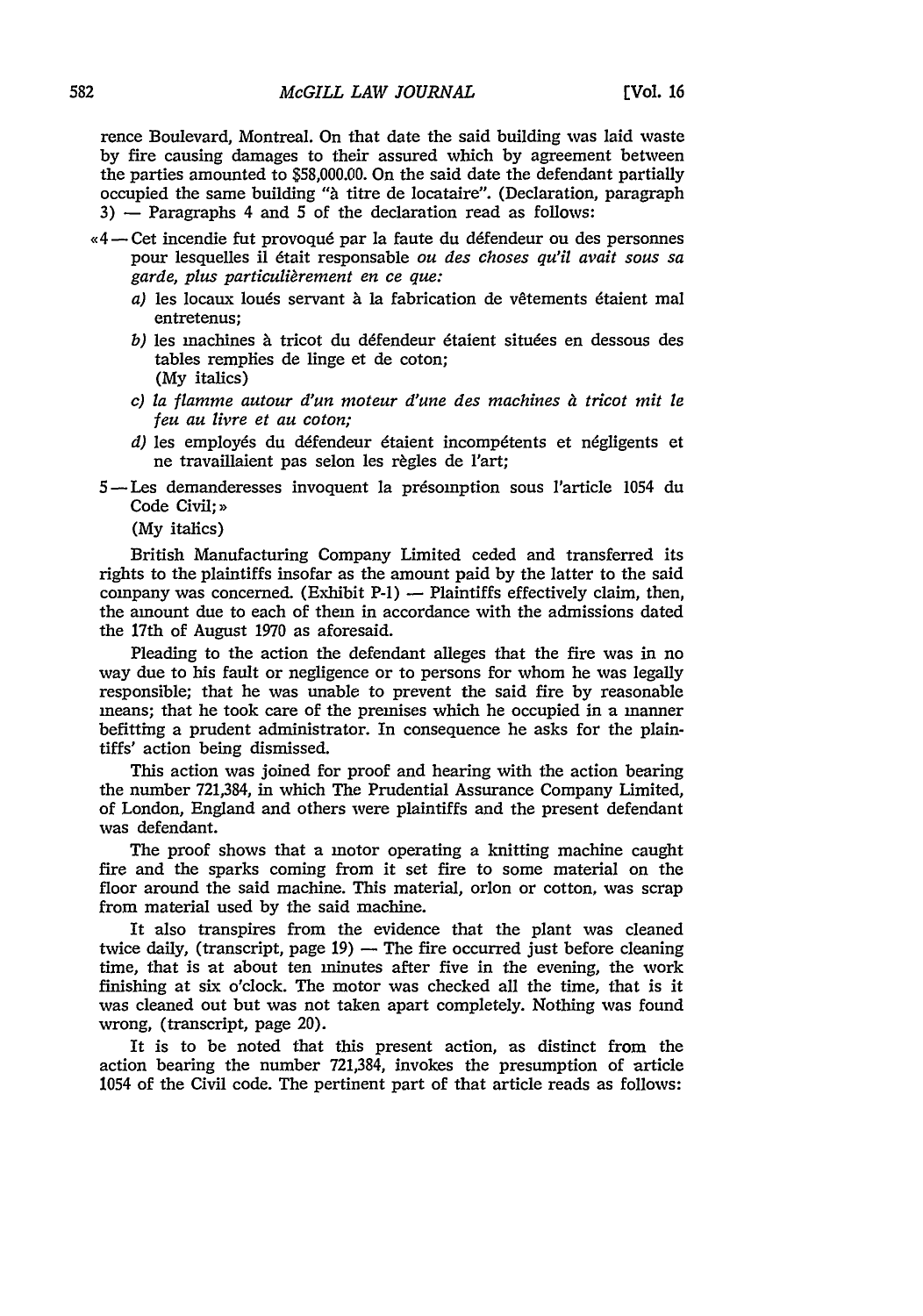rence Boulevard, Montreal. On that date the said building was laid waste by fire causing damages to their assured which by agreement between the parties amounted to $58,000.00. On the said date the defendant partially occupied the same building "à titre de locataire". (Declaration, paragraph 3) — Paragraphs 4 and 5 of the declaration read as follows:

«4 — Cet incendie fut provoqué par la faute du défendeur ou des personnes pour lesquelles il était responsable *ou des choses qu'il avait sous sa garde, plus particulièrement en ce que:*

*a)* les locaux loués servant à la fabrication de vêtements étaient mal entretenus;

*b)* les machines à tricot du défendeur étaient situées en dessous des tables remplies de linge et de coton;
(My italics)

*c) la flamme autour d'un moteur d'une des machines à tricot mit le feu au livre et au coton;*

*d)* les employés du défendeur étaient incompétents et négligents et ne travaillaient pas selon les règles de l'art;

5 — Les demanderesses invoquent la présomption sous l'article 1054 du Code Civil; »
(My italics)

British Manufacturing Company Limited ceded and transferred its rights to the plaintiffs insofar as the amount paid by the latter to the said company was concerned. (Exhibit P-1) — Plaintiffs effectively claim, then, the amount due to each of them in accordance with the admissions dated the 17th of August 1970 as aforesaid.

Pleading to the action the defendant alleges that the fire was in no way due to his fault or negligence or to persons for whom he was legally responsible; that he was unable to prevent the said fire by reasonable means; that he took care of the premises which he occupied in a manner befitting a prudent administrator. In consequence he asks for the plaintiffs' action being dismissed.

This action was joined for proof and hearing with the action bearing the number 721,384, in which The Prudential Assurance Company Limited, of London, England and others were plaintiffs and the present defendant was defendant.

The proof shows that a motor operating a knitting machine caught fire and the sparks coming from it set fire to some material on the floor around the said machine. This material, orlon or cotton, was scrap from material used by the said machine.

It also transpires from the evidence that the plant was cleaned twice daily, (transcript, page 19) — The fire occurred just before cleaning time, that is at about ten minutes after five in the evening, the work finishing at six o'clock. The motor was checked all the time, that is it was cleaned out but was not taken apart completely. Nothing was found wrong, (transcript, page 20).

It is to be noted that this present action, as distinct from the action bearing the number 721,384, invokes the presumption of article 1054 of the Civil code. The pertinent part of that article reads as follows: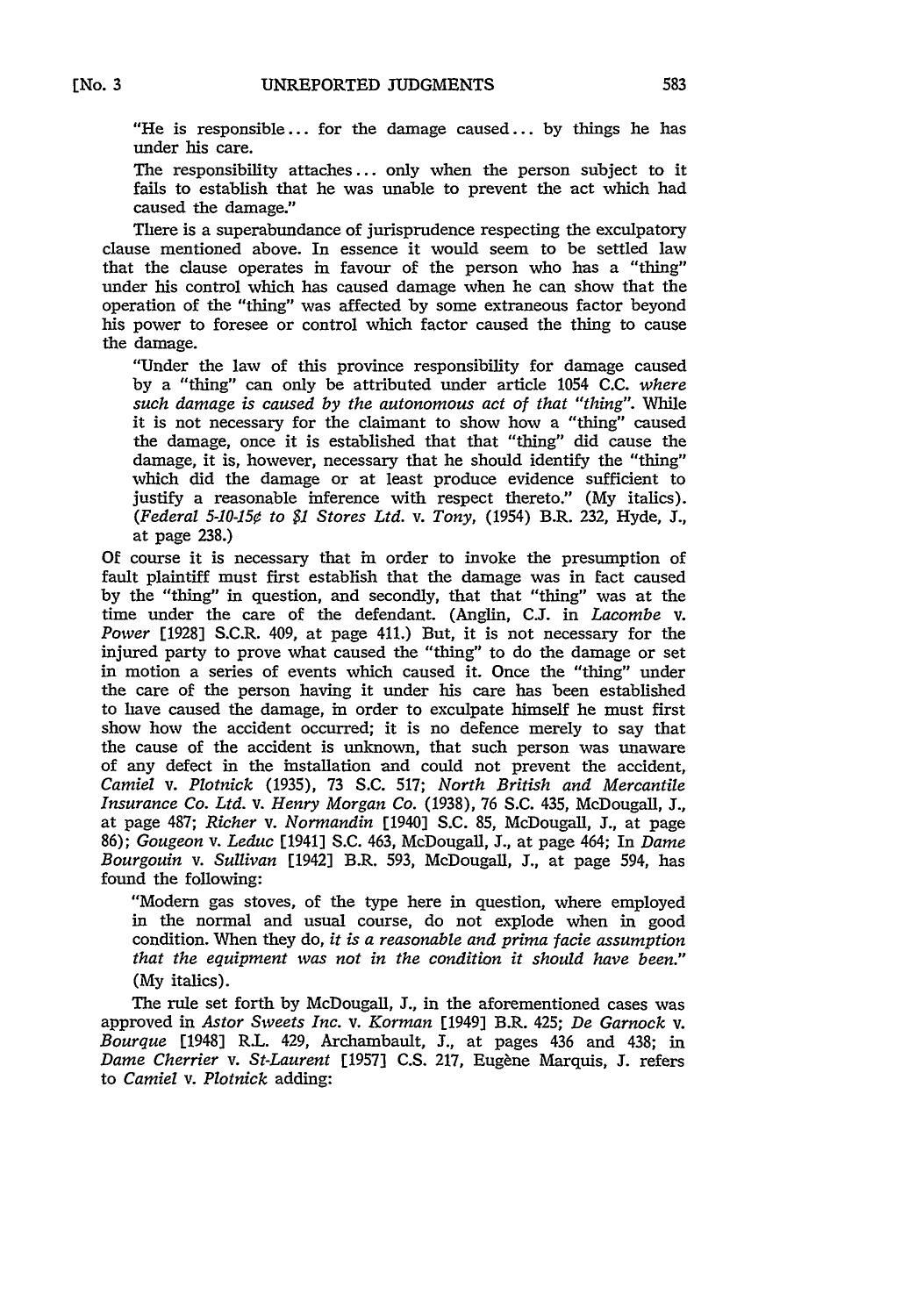"He is responsible... for the damage caused... by things he has under his care.

The responsibility attaches... only when the person subject to it fails to establish that he was unable to prevent the act which had caused the damage."

There is a superabundance of jurisprudence respecting the exculpatory clause mentioned above. In essence it would seem to be settled law that the clause operates in favour of the person who has a "thing" under his control which has caused damage when he can show that the operation of the "thing" was affected by some extraneous factor beyond his power to foresee or control which factor caused the thing to cause the damage.

> "Under the law of this province responsibility for damage caused by a "thing" can only be attributed under article 1054 C.C. *where such damage is caused by the autonomous act of that "thing"*. While it is not necessary for the claimant to show how a "thing" caused the damage, once it is established that that "thing" did cause the damage, it is, however, necessary that he should identify the "thing" which did the damage or at least produce evidence sufficient to justify a reasonable inference with respect thereto." (My italics). (*Federal 5-10-15¢ to $1 Stores Ltd.* v. *Tony*, (1954) B.R. 232, Hyde, J., at page 238.)

Of course it is necessary that in order to invoke the presumption of fault plaintiff must first establish that the damage was in fact caused by the "thing" in question, and secondly, that that "thing" was at the time under the care of the defendant. (Anglin, C.J. in *Lacombe* v. *Power* [1928] S.C.R. 409, at page 411.) But, it is not necessary for the injured party to prove what caused the "thing" to do the damage or set in motion a series of events which caused it. Once the "thing" under the care of the person having it under his care has been established to have caused the damage, in order to exculpate himself he must first show how the accident occurred; it is no defence merely to say that the cause of the accident is unknown, that such person was unaware of any defect in the installation and could not prevent the accident, *Camiel* v. *Plotnick* (1935), 73 S.C. 517; *North British and Mercantile Insurance Co. Ltd.* v. *Henry Morgan Co.* (1938), 76 S.C. 435, McDougall, J., at page 487; *Richer* v. *Normandin* [1940] S.C. 85, McDougall, J., at page 86); *Gougeon* v. *Leduc* [1941] S.C. 463, McDougall, J., at page 464; In *Dame Bourgouin* v. *Sullivan* [1942] B.R. 593, McDougall, J., at page 594, has found the following:

> "Modern gas stoves, of the type here in question, where employed in the normal and usual course, do not explode when in good condition. When they do, *it is a reasonable and prima facie assumption that the equipment was not in the condition it should have been.*" (My italics).

The rule set forth by McDougall, J., in the aforementioned cases was approved in *Astor Sweets Inc.* v. *Korman* [1949] B.R. 425; *De Garnock* v. *Bourque* [1948] R.L. 429, Archambault, J., at pages 436 and 438; in *Dame Cherrier* v. *St-Laurent* [1957] C.S. 217, Eugène Marquis, J. refers to *Camiel* v. *Plotnick* adding: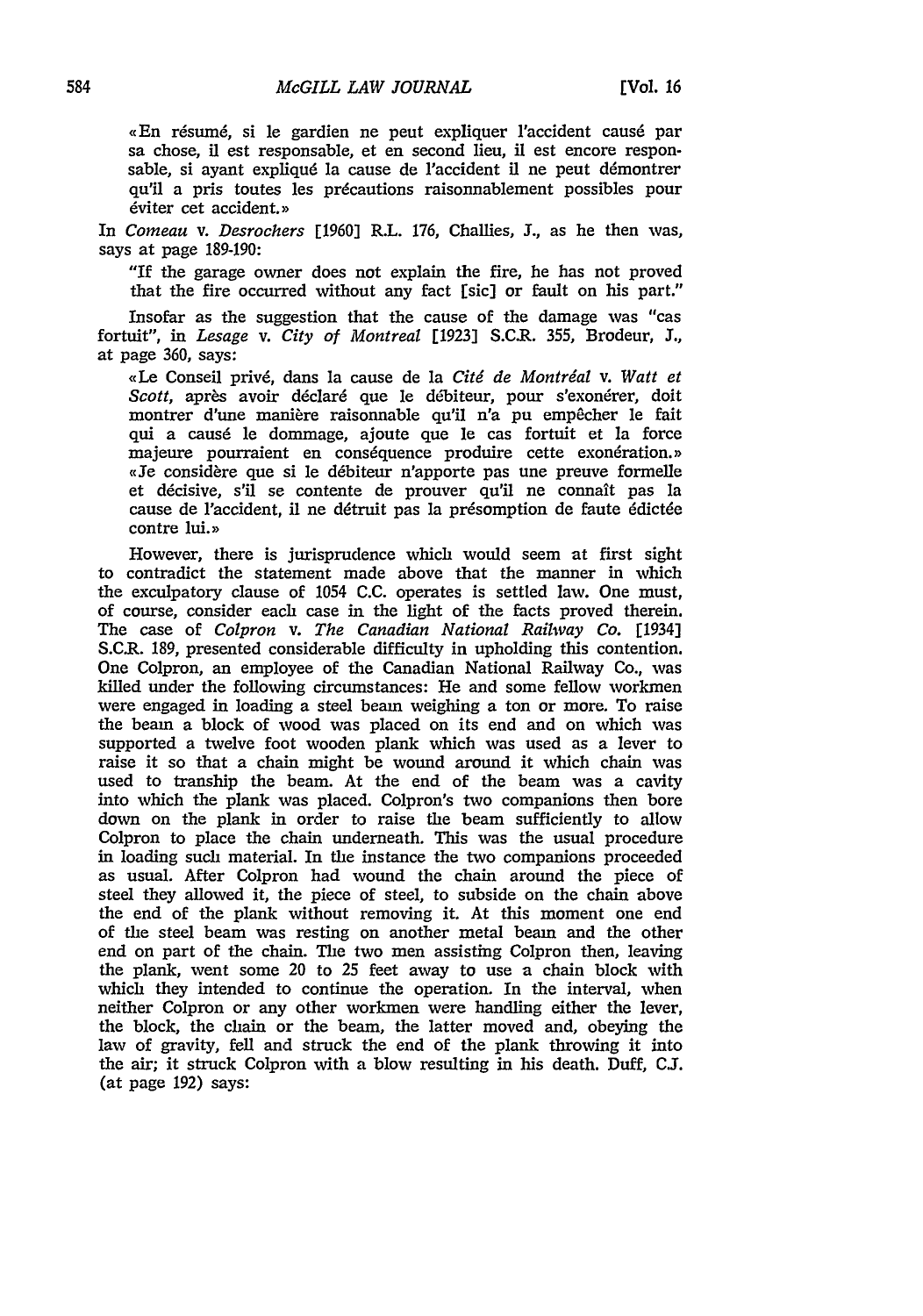> «En résumé, si le gardien ne peut expliquer l'accident causé par sa chose, il est responsable, et en second lieu, il est encore responsable, si ayant expliqué la cause de l'accident il ne peut démontrer qu'il a pris toutes les précautions raisonnablement possibles pour éviter cet accident.»

In *Comeau* v. *Desrochers* [1960] R.L. 176, Challies, J., as he then was, says at page 189-190:

> "If the garage owner does not explain the fire, he has not proved that the fire occurred without any fact [sic] or fault on his part."

Insofar as the suggestion that the cause of the damage was "cas fortuit", in *Lesage* v. *City of Montreal* [1923] S.C.R. 355, Brodeur, J., at page 360, says:

> «Le Conseil privé, dans la cause de la *Cité de Montréal* v. *Watt et Scott*, après avoir déclaré que le débiteur, pour s'exonérer, doit montrer d'une manière raisonnable qu'il n'a pu empêcher le fait qui a causé le dommage, ajoute que le cas fortuit et la force majeure pourraient en conséquence produire cette exonération.» «Je considère que si le débiteur n'apporte pas une preuve formelle et décisive, s'il se contente de prouver qu'il ne connaît pas la cause de l'accident, il ne détruit pas la présomption de faute édictée contre lui.»

However, there is jurisprudence which would seem at first sight to contradict the statement made above that the manner in which the exculpatory clause of 1054 C.C. operates is settled law. One must, of course, consider each case in the light of the facts proved therein. The case of *Colpron* v. *The Canadian National Railway Co.* [1934] S.C.R. 189, presented considerable difficulty in upholding this contention. One Colpron, an employee of the Canadian National Railway Co., was killed under the following circumstances: He and some fellow workmen were engaged in loading a steel beam weighing a ton or more. To raise the beam a block of wood was placed on its end and on which was supported a twelve foot wooden plank which was used as a lever to raise it so that a chain might be wound around it which chain was used to tranship the beam. At the end of the beam was a cavity into which the plank was placed. Colpron's two companions then bore down on the plank in order to raise the beam sufficiently to allow Colpron to place the chain underneath. This was the usual procedure in loading such material. In the instance the two companions proceeded as usual. After Colpron had wound the chain around the piece of steel they allowed it, the piece of steel, to subside on the chain above the end of the plank without removing it. At this moment one end of the steel beam was resting on another metal beam and the other end on part of the chain. The two men assisting Colpron then, leaving the plank, went some 20 to 25 feet away to use a chain block with which they intended to continue the operation. In the interval, when neither Colpron or any other workmen were handling either the lever, the block, the chain or the beam, the latter moved and, obeying the law of gravity, fell and struck the end of the plank throwing it into the air; it struck Colpron with a blow resulting in his death. Duff, C.J. (at page 192) says: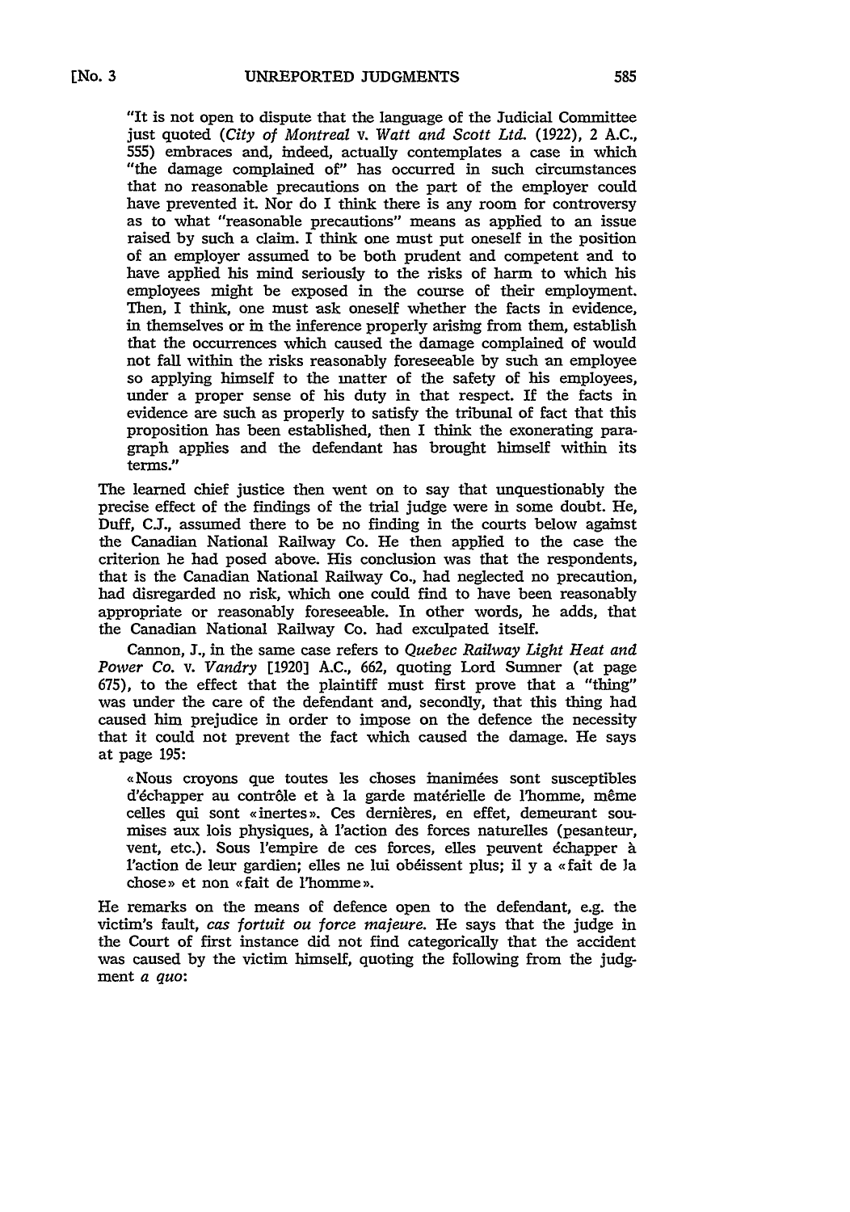"It is not open to dispute that the language of the Judicial Committee just quoted (*City of Montreal* v. *Watt and Scott Ltd.* (1922), 2 A.C., 555) embraces and, indeed, actually contemplates a case in which "the damage complained of" has occurred in such circumstances that no reasonable precautions on the part of the employer could have prevented it. Nor do I think there is any room for controversy as to what "reasonable precautions" means as applied to an issue raised by such a claim. I think one must put oneself in the position of an employer assumed to be both prudent and competent and to have applied his mind seriously to the risks of harm to which his employees might be exposed in the course of their employment. Then, I think, one must ask oneself whether the facts in evidence, in themselves or in the inference properly arising from them, establish that the occurrences which caused the damage complained of would not fall within the risks reasonably foreseeable by such an employee so applying himself to the matter of the safety of his employees, under a proper sense of his duty in that respect. If the facts in evidence are such as properly to satisfy the tribunal of fact that this proposition has been established, then I think the exonerating paragraph applies and the defendant has brought himself within its terms."

The learned chief justice then went on to say that unquestionably the precise effect of the findings of the trial judge were in some doubt. He, Duff, C.J., assumed there to be no finding in the courts below against the Canadian National Railway Co. He then applied to the case the criterion he had posed above. His conclusion was that the respondents, that is the Canadian National Railway Co., had neglected no precaution, had disregarded no risk, which one could find to have been reasonably appropriate or reasonably foreseeable. In other words, he adds, that the Canadian National Railway Co. had exculpated itself.

Cannon, J., in the same case refers to *Quebec Railway Light Heat and Power Co.* v. *Vandry* [1920] A.C., 662, quoting Lord Sumner (at page 675), to the effect that the plaintiff must first prove that a "thing" was under the care of the defendant and, secondly, that this thing had caused him prejudice in order to impose on the defence the necessity that it could not prevent the fact which caused the damage. He says at page 195:

> «Nous croyons que toutes les choses inanimées sont susceptibles d'échapper au contrôle et à la garde matérielle de l'homme, même celles qui sont «inertes». Ces dernières, en effet, demeurant soumises aux lois physiques, à l'action des forces naturelles (pesanteur, vent, etc.). Sous l'empire de ces forces, elles peuvent échapper à l'action de leur gardien; elles ne lui obéissent plus; il y a «fait de la chose» et non «fait de l'homme».

He remarks on the means of defence open to the defendant, e.g. the victim's fault, *cas fortuit ou force majeure*. He says that the judge in the Court of first instance did not find categorically that the accident was caused by the victim himself, quoting the following from the judgment *a quo*: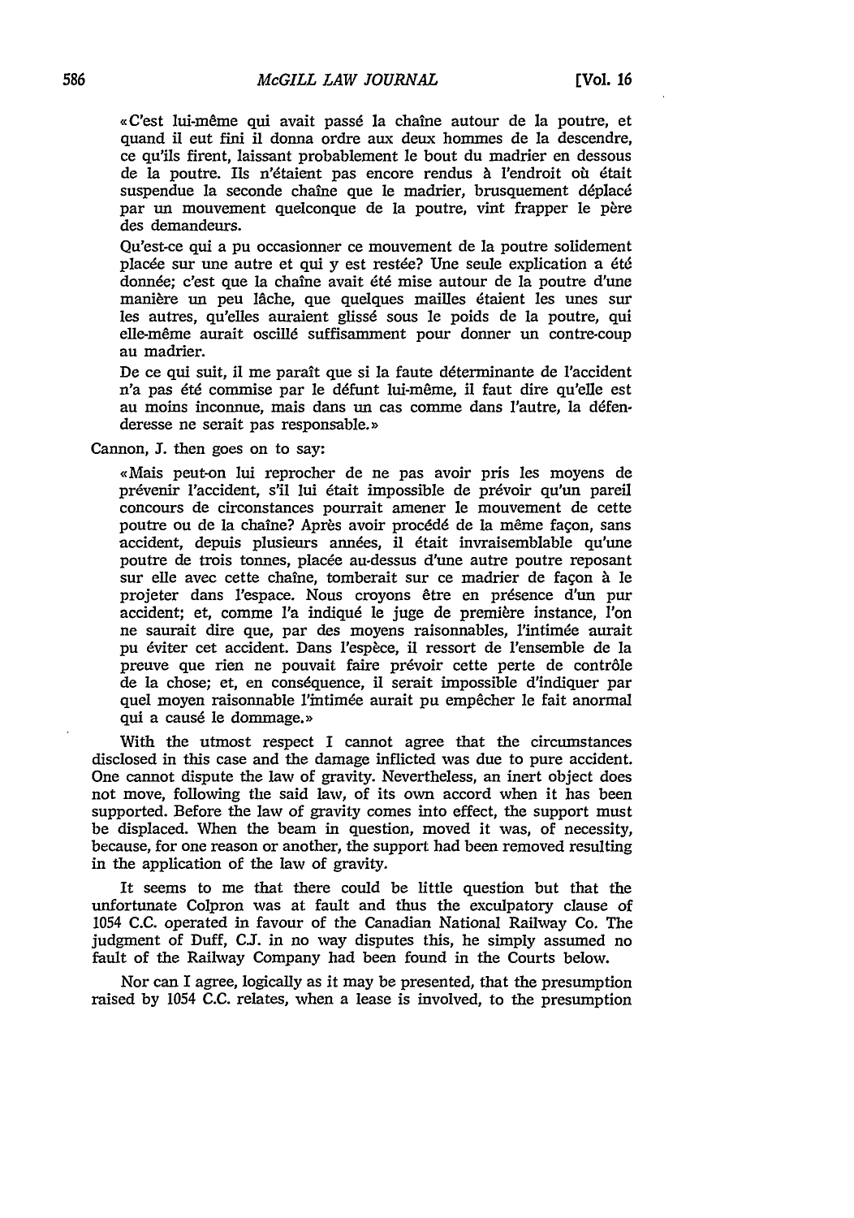> «C'est lui-même qui avait passé la chaîne autour de la poutre, et quand il eut fini il donna ordre aux deux hommes de la descendre, ce qu'ils firent, laissant probablement le bout du madrier en dessous de la poutre. Ils n'étaient pas encore rendus à l'endroit où était suspendue la seconde chaîne que le madrier, brusquement déplacé par un mouvement quelconque de la poutre, vint frapper le père des demandeurs.
>
> Qu'est-ce qui a pu occasionner ce mouvement de la poutre solidement placée sur une autre et qui y est restée? Une seule explication a été donnée; c'est que la chaîne avait été mise autour de la poutre d'une manière un peu lâche, que quelques mailles étaient les unes sur les autres, qu'elles auraient glissé sous le poids de la poutre, qui elle-même aurait oscillé suffisamment pour donner un contre-coup au madrier.
>
> De ce qui suit, il me paraît que si la faute déterminante de l'accident n'a pas été commise par le défunt lui-même, il faut dire qu'elle est au moins inconnue, mais dans un cas comme dans l'autre, la défenderesse ne serait pas responsable.»

Cannon, J. then goes on to say:

> «Mais peut-on lui reprocher de ne pas avoir pris les moyens de prévenir l'accident, s'il lui était impossible de prévoir qu'un pareil concours de circonstances pourrait amener le mouvement de cette poutre ou de la chaîne? Après avoir procédé de la même façon, sans accident, depuis plusieurs années, il était invraisemblable qu'une poutre de trois tonnes, placée au-dessus d'une autre poutre reposant sur elle avec cette chaîne, tomberait sur ce madrier de façon à le projeter dans l'espace. Nous croyons être en présence d'un pur accident; et, comme l'a indiqué le juge de première instance, l'on ne saurait dire que, par des moyens raisonnables, l'intimée aurait pu éviter cet accident. Dans l'espèce, il ressort de l'ensemble de la preuve que rien ne pouvait faire prévoir cette perte de contrôle de la chose; et, en conséquence, il serait impossible d'indiquer par quel moyen raisonnable l'intimée aurait pu empêcher le fait anormal qui a causé le dommage.»

With the utmost respect I cannot agree that the circumstances disclosed in this case and the damage inflicted was due to pure accident. One cannot dispute the law of gravity. Nevertheless, an inert object does not move, following the said law, of its own accord when it has been supported. Before the law of gravity comes into effect, the support must be displaced. When the beam in question, moved it was, of necessity, because, for one reason or another, the support had been removed resulting in the application of the law of gravity.

It seems to me that there could be little question but that the unfortunate Colpron was at fault and thus the exculpatory clause of 1054 C.C. operated in favour of the Canadian National Railway Co. The judgment of Duff, C.J. in no way disputes this, he simply assumed no fault of the Railway Company had been found in the Courts below.

Nor can I agree, logically as it may be presented, that the presumption raised by 1054 C.C. relates, when a lease is involved, to the presumption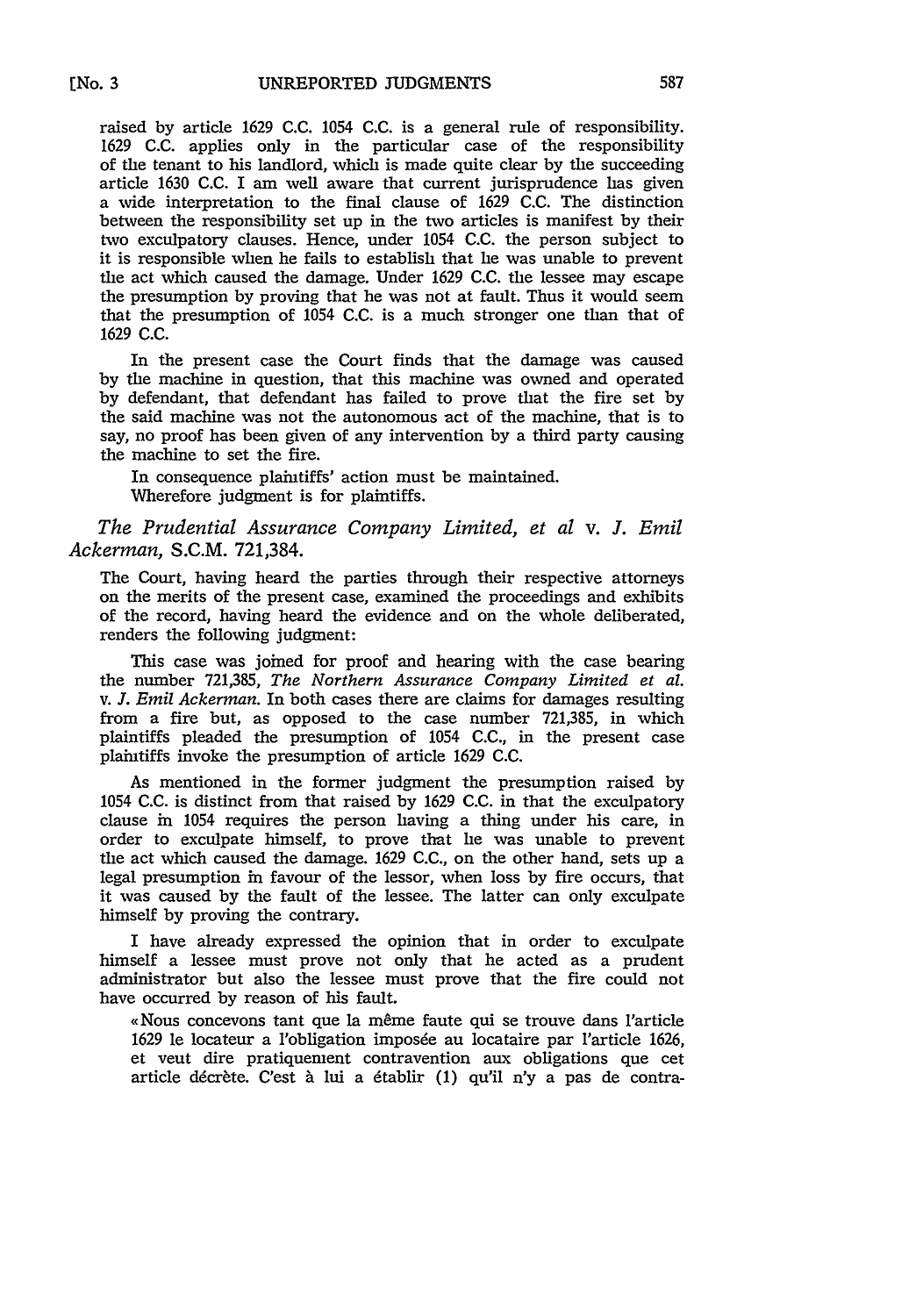raised by article 1629 C.C. 1054 C.C. is a general rule of responsibility. 1629 C.C. applies only in the particular case of the responsibility of the tenant to his landlord, which is made quite clear by the succeeding article 1630 C.C. I am well aware that current jurisprudence has given a wide interpretation to the final clause of 1629 C.C. The distinction between the responsibility set up in the two articles is manifest by their two exculpatory clauses. Hence, under 1054 C.C. the person subject to it is responsible when he fails to establish that he was unable to prevent the act which caused the damage. Under 1629 C.C. the lessee may escape the presumption by proving that he was not at fault. Thus it would seem that the presumption of 1054 C.C. is a much stronger one than that of 1629 C.C.

In the present case the Court finds that the damage was caused by the machine in question, that this machine was owned and operated by defendant, that defendant has failed to prove that the fire set by the said machine was not the autonomous act of the machine, that is to say, no proof has been given of any intervention by a third party causing the machine to set the fire.

In consequence plaintiffs' action must be maintained.

Wherefore judgment is for plaintiffs.

*The Prudential Assurance Company Limited, et al* v. *J. Emil Ackerman,* S.C.M. 721,384.

The Court, having heard the parties through their respective attorneys on the merits of the present case, examined the proceedings and exhibits of the record, having heard the evidence and on the whole deliberated, renders the following judgment:

This case was joined for proof and hearing with the case bearing the number 721,385, *The Northern Assurance Company Limited et al.* v. *J. Emil Ackerman.* In both cases there are claims for damages resulting from a fire but, as opposed to the case number 721,385, in which plaintiffs pleaded the presumption of 1054 C.C., in the present case plaintiffs invoke the presumption of article 1629 C.C.

As mentioned in the former judgment the presumption raised by 1054 C.C. is distinct from that raised by 1629 C.C. in that the exculpatory clause in 1054 requires the person having a thing under his care, in order to exculpate himself, to prove that he was unable to prevent the act which caused the damage. 1629 C.C., on the other hand, sets up a legal presumption in favour of the lessor, when loss by fire occurs, that it was caused by the fault of the lessee. The latter can only exculpate himself by proving the contrary.

I have already expressed the opinion that in order to exculpate himself a lessee must prove not only that he acted as a prudent administrator but also the lessee must prove that the fire could not have occurred by reason of his fault.

«Nous concevons tant que la même faute qui se trouve dans l'article 1629 le locateur a l'obligation imposée au locataire par l'article 1626, et veut dire pratiquement contravention aux obligations que cet article décrète. C'est à lui a établir (1) qu'il n'y a pas de contra-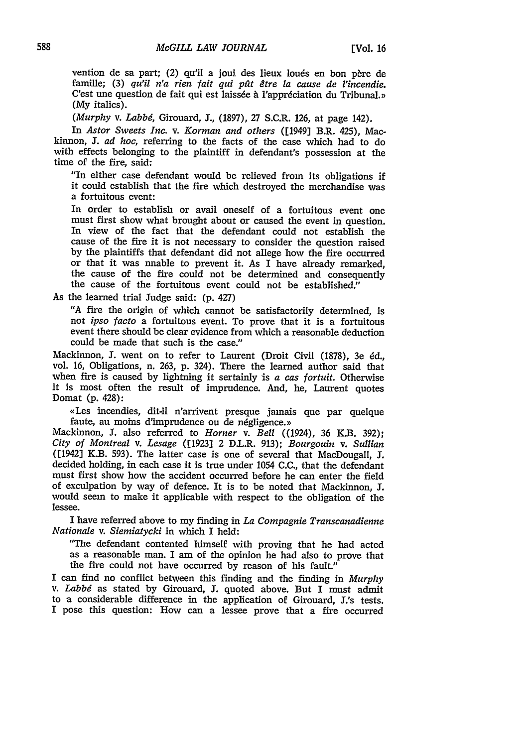vention de sa part; (2) qu'il a joui des lieux loués en bon père de famille; (3) *qu'il n'a rien fait qui pût être la cause de l'incendie.* C'est une question de fait qui est laissée à l'appréciation du Tribunal.» (My italics).

(*Murphy* v. *Labbé*, Girouard, J., (1897), 27 S.C.R. 126, at page 142).

In *Astor Sweets Inc.* v. *Korman and others* ([1949] B.R. 425), Mackinnon, J. *ad hoc*, referring to the facts of the case which had to do with effects belonging to the plaintiff in defendant's possession at the time of the fire, said:

> "In either case defendant would be relieved from its obligations if it could establish that the fire which destroyed the merchandise was a fortuitous event:
>
> In order to establish or avail oneself of a fortuitous event one must first show what brought about or caused the event in question. In view of the fact that the defendant could not establish the cause of the fire it is not necessary to consider the question raised by the plaintiffs that defendant did not allege how the fire occurred or that it was nnable to prevent it. As I have already remarked, the cause of the fire could not be determined and consequently the cause of the fortuitous event could not be established."

As the learned trial Judge said: (p. 427)

> "A fire the origin of which cannot be satisfactorily determined, is not *ipso facto* a fortuitous event. To prove that it is a fortuitous event there should be clear evidence from which a reasonable deduction could be made that such is the case."

Mackinnon, J. went on to refer to Laurent (Droit Civil (1878), 3e éd., vol. 16, Obligations, n. 263, p. 324). There the learned author said that when fire is caused by lightning it sertainly is *a cas fortuit*. Otherwise it is most often the result of imprudence. And, he, Laurent quotes Domat (p. 428):

> «Les incendies, dit-il n'arrivent presque jamais que par quelque faute, au moins d'imprudence ou de négligence.»

Mackinnon, J. also referred to *Horner* v. *Bell* ((1924), 36 K.B. 392); *City of Montreal* v. *Lesage* ([1923] 2 D.L.R. 913); *Bourgouin* v. *Sullian* ([1942] K.B. 593). The latter case is one of several that MacDougall, J. decided holding, in each case it is true under 1054 C.C., that the defendant must first show how the accident occurred before he can enter the field of exculpation by way of defence. It is to be noted that Mackinnon, J. would seem to make it applicable with respect to the obligation of the lessee.

I have referred above to my finding in *La Compagnie Transcanadienne Nationale* v. *Siemiatycki* in which I held:

> "The defendant contented himself with proving that he had acted as a reasonable man. I am of the opinion he had also to prove that the fire could not have occurred by reason of his fault."

I can find no conflict between this finding and the finding in *Murphy* v. *Labbé* as stated by Girouard, J. quoted above. But I must admit to a considerable difference in the application of Girouard, J.'s tests. I pose this question: How can a lessee prove that a fire occurred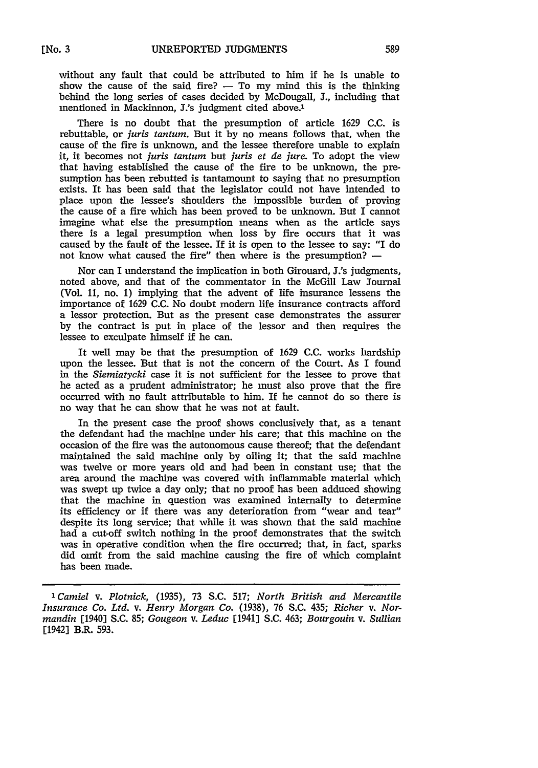without any fault that could be attributed to him if he is unable to show the cause of the said fire? — To my mind this is the thinking behind the long series of cases decided by McDougall, J., including that mentioned in Mackinnon, J.'s judgment cited above.[1]

There is no doubt that the presumption of article 1629 C.C. is rebuttable, or *juris tantum*. But it by no means follows that, when the cause of the fire is unknown, and the lessee therefore unable to explain it, it becomes not *juris tantum* but *juris et de jure*. To adopt the view that having established the cause of the fire to be unknown, the presumption has been rebutted is tantamount to saying that no presumption exists. It has been said that the legislator could not have intended to place upon the lessee's shoulders the impossible burden of proving the cause of a fire which has been proved to be unknown. But I cannot imagine what else the presumption means when as the article says there is a legal presumption when loss by fire occurs that it was caused by the fault of the lessee. If it is open to the lessee to say: "I do not know what caused the fire" then where is the presumption? —

Nor can I understand the implication in both Girouard, J.'s judgments, noted above, and that of the commentator in the McGill Law Journal (Vol. 11, no. 1) implying that the advent of life insurance lessens the importance of 1629 C.C. No doubt modern life insurance contracts afford a lessor protection. But as the present case demonstrates the assurer by the contract is put in place of the lessor and then requires the lessee to exculpate himself if he can.

It well may be that the presumption of 1629 C.C. works hardship upon the lessee. But that is not the concern of the Court. As I found in the *Siemiatycki* case it is not sufficient for the lessee to prove that he acted as a prudent administrator; he must also prove that the fire occurred with no fault attributable to him. If he cannot do so there is no way that he can show that he was not at fault.

In the present case the proof shows conclusively that, as a tenant the defendant had the machine under his care; that this machine on the occasion of the fire was the autonomous cause thereof; that the defendant maintained the said machine only by oiling it; that the said machine was twelve or more years old and had been in constant use; that the area around the machine was covered with inflammable material which was swept up twice a day only; that no proof has been adduced showing that the machine in question was examined internally to determine its efficiency or if there was any deterioration from "wear and tear" despite its long service; that while it was shown that the said machine had a cut-off switch nothing in the proof demonstrates that the switch was in operative condition when the fire occurred; that, in fact, sparks did omit from the said machine causing the fire of which complaint has been made.

---

[1] *Camiel* v. *Plotnick*, (1935), 73 S.C. 517; *North British and Mercantile Insurance Co. Ltd.* v. *Henry Morgan Co.* (1938), 76 S.C. 435; *Richer* v. *Normandin* [1940] S.C. 85; *Gougeon* v. *Leduc* [1941] S.C. 463; *Bourgouin* v. *Sullian* [1942] B.R. 593.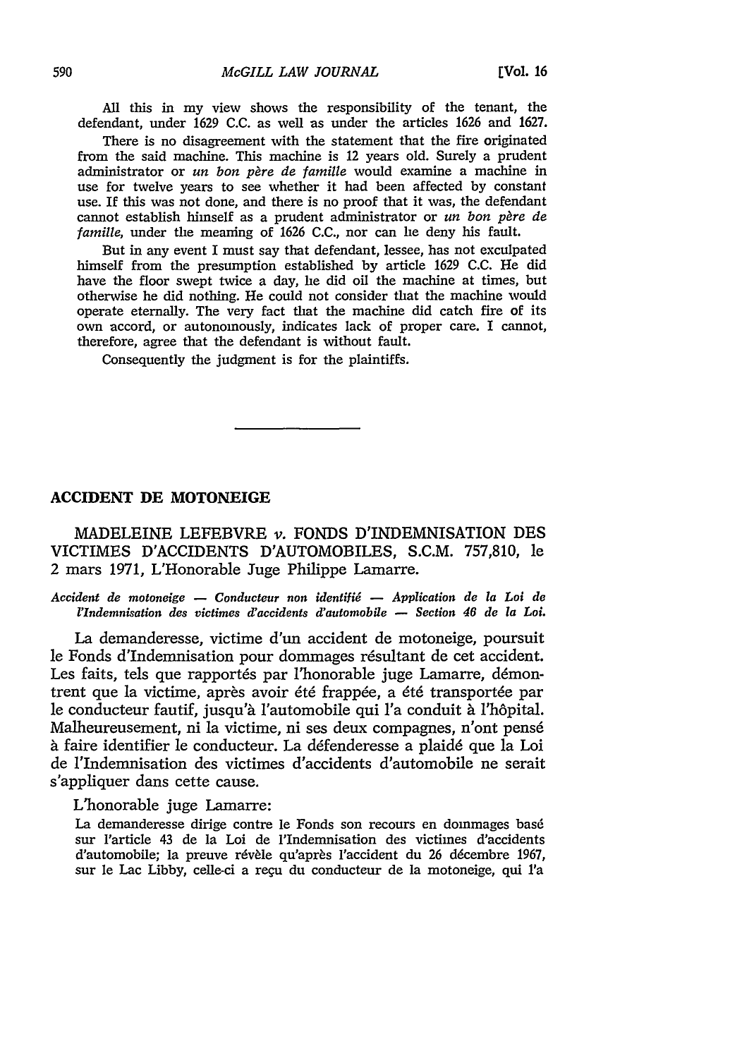All this in my view shows the responsibility of the tenant, the defendant, under 1629 C.C. as well as under the articles 1626 and 1627.

There is no disagreement with the statement that the fire originated from the said machine. This machine is 12 years old. Surely a prudent administrator or *un bon père de famille* would examine a machine in use for twelve years to see whether it had been affected by constant use. If this was not done, and there is no proof that it was, the defendant cannot establish himself as a prudent administrator or *un bon père de famille*, under the meaning of 1626 C.C., nor can he deny his fault.

But in any event I must say that defendant, lessee, has not exculpated himself from the presumption established by article 1629 C.C. He did have the floor swept twice a day, he did oil the machine at times, but otherwise he did nothing. He could not consider that the machine would operate eternally. The very fact that the machine did catch fire of its own accord, or autonomously, indicates lack of proper care. I cannot, therefore, agree that the defendant is without fault.

Consequently the judgment is for the plaintiffs.

---

## ACCIDENT DE MOTONEIGE

MADELEINE LEFEBVRE *v.* FONDS D'INDEMNISATION DES VICTIMES D'ACCIDENTS D'AUTOMOBILES, S.C.M. 757,810, le 2 mars 1971, L'Honorable Juge Philippe Lamarre.

*Accident de motoneige — Conducteur non identifié — Application de la Loi de l'Indemnisation des victimes d'accidents d'automobile — Section 46 de la Loi.*

La demanderesse, victime d'un accident de motoneige, poursuit le Fonds d'Indemnisation pour dommages résultant de cet accident. Les faits, tels que rapportés par l'honorable juge Lamarre, démontrent que la victime, après avoir été frappée, a été transportée par le conducteur fautif, jusqu'à l'automobile qui l'a conduit à l'hôpital. Malheureusement, ni la victime, ni ses deux compagnes, n'ont pensé à faire identifier le conducteur. La défenderesse a plaidé que la Loi de l'Indemnisation des victimes d'accidents d'automobile ne serait s'appliquer dans cette cause.

L'honorable juge Lamarre:

La demanderesse dirige contre le Fonds son recours en dommages basé sur l'article 43 de la Loi de l'Indemnisation des victimes d'accidents d'automobile; la preuve révèle qu'après l'accident du 26 décembre 1967, sur le Lac Libby, celle-ci a reçu du conducteur de la motoneige, qui l'a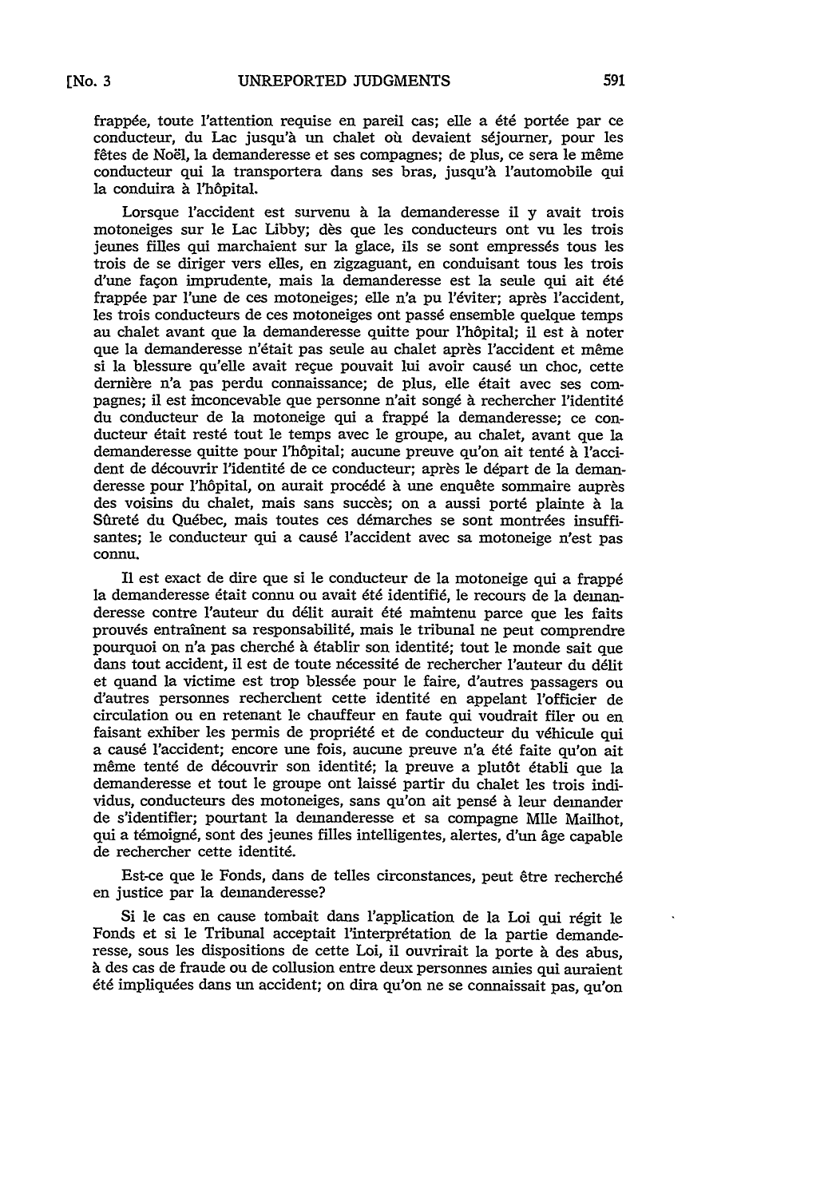frappée, toute l'attention requise en pareil cas; elle a été portée par ce conducteur, du Lac jusqu'à un chalet où devaient séjourner, pour les fêtes de Noël, la demanderesse et ses compagnes; de plus, ce sera le même conducteur qui la transportera dans ses bras, jusqu'à l'automobile qui la conduira à l'hôpital.

Lorsque l'accident est survenu à la demanderesse il y avait trois motoneiges sur le Lac Libby; dès que les conducteurs ont vu les trois jeunes filles qui marchaient sur la glace, ils se sont empressés tous les trois de se diriger vers elles, en zigzaguant, en conduisant tous les trois d'une façon imprudente, mais la demanderesse est la seule qui ait été frappée par l'une de ces motoneiges; elle n'a pu l'éviter; après l'accident, les trois conducteurs de ces motoneiges ont passé ensemble quelque temps au chalet avant que la demanderesse quitte pour l'hôpital; il est à noter que la demanderesse n'était pas seule au chalet après l'accident et même si la blessure qu'elle avait reçue pouvait lui avoir causé un choc, cette dernière n'a pas perdu connaissance; de plus, elle était avec ses compagnes; il est inconcevable que personne n'ait songé à rechercher l'identité du conducteur de la motoneige qui a frappé la demanderesse; ce conducteur était resté tout le temps avec le groupe, au chalet, avant que la demanderesse quitte pour l'hôpital; aucune preuve qu'on ait tenté à l'accident de découvrir l'identité de ce conducteur; après le départ de la demanderesse pour l'hôpital, on aurait procédé à une enquête sommaire auprès des voisins du chalet, mais sans succès; on a aussi porté plainte à la Sûreté du Québec, mais toutes ces démarches se sont montrées insuffisantes; le conducteur qui a causé l'accident avec sa motoneige n'est pas connu.

Il est exact de dire que si le conducteur de la motoneige qui a frappé la demanderesse était connu ou avait été identifié, le recours de la demanderesse contre l'auteur du délit aurait été maintenu parce que les faits prouvés entraînent sa responsabilité, mais le tribunal ne peut comprendre pourquoi on n'a pas cherché à établir son identité; tout le monde sait que dans tout accident, il est de toute nécessité de rechercher l'auteur du délit et quand la victime est trop blessée pour le faire, d'autres passagers ou d'autres personnes recherchent cette identité en appelant l'officier de circulation ou en retenant le chauffeur en faute qui voudrait filer ou en faisant exhiber les permis de propriété et de conducteur du véhicule qui a causé l'accident; encore une fois, aucune preuve n'a été faite qu'on ait même tenté de découvrir son identité; la preuve a plutôt établi que la demanderesse et tout le groupe ont laissé partir du chalet les trois individus, conducteurs des motoneiges, sans qu'on ait pensé à leur demander de s'identifier; pourtant la demanderesse et sa compagne Mlle Mailhot, qui a témoigné, sont des jeunes filles intelligentes, alertes, d'un âge capable de rechercher cette identité.

Est-ce que le Fonds, dans de telles circonstances, peut être recherché en justice par la demanderesse?

Si le cas en cause tombait dans l'application de la Loi qui régit le Fonds et si le Tribunal acceptait l'interprétation de la partie demanderesse, sous les dispositions de cette Loi, il ouvrirait la porte à des abus, à des cas de fraude ou de collusion entre deux personnes amies qui auraient été impliquées dans un accident; on dira qu'on ne se connaissait pas, qu'on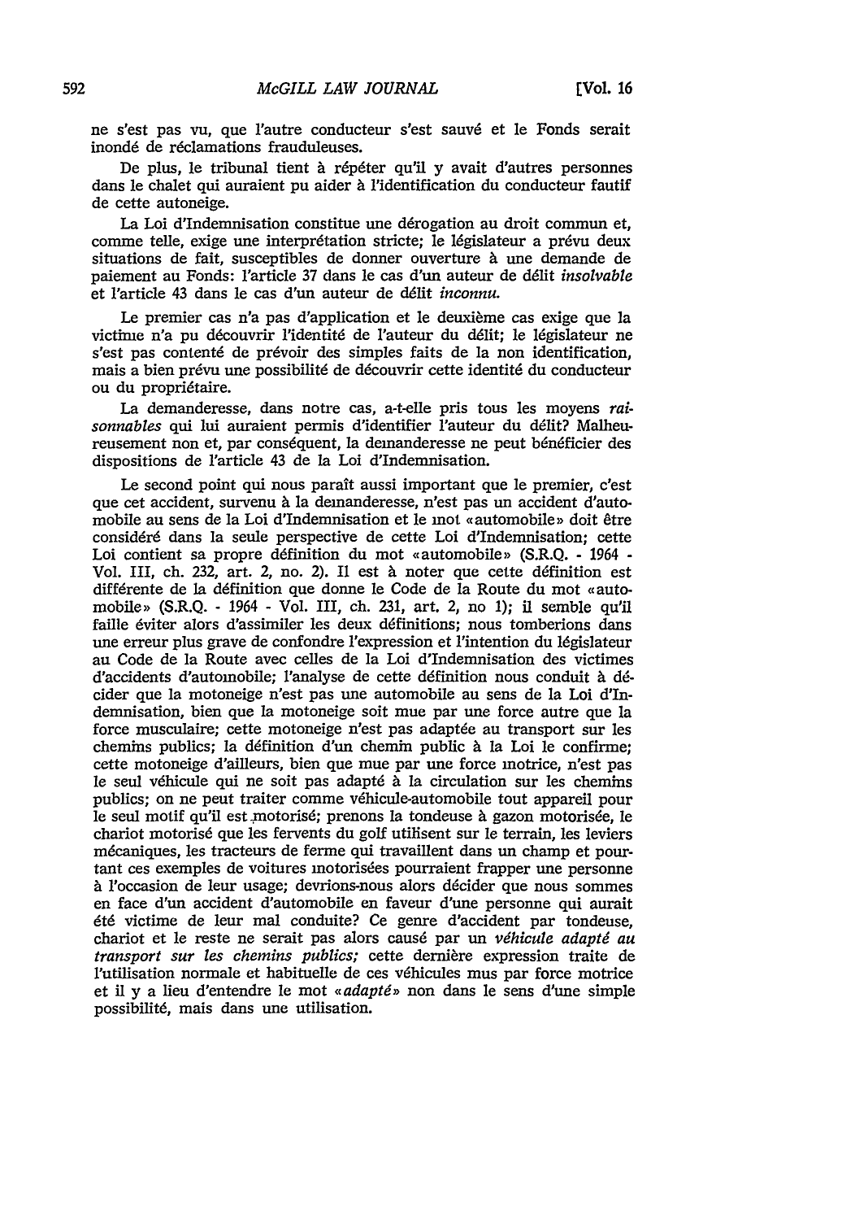ne s'est pas vu, que l'autre conducteur s'est sauvé et le Fonds serait inondé de réclamations frauduleuses.

De plus, le tribunal tient à répéter qu'il y avait d'autres personnes dans le chalet qui auraient pu aider à l'identification du conducteur fautif de cette autoneige.

La Loi d'Indemnisation constitue une dérogation au droit commun et, comme telle, exige une interprétation stricte; le législateur a prévu deux situations de fait, susceptibles de donner ouverture à une demande de paiement au Fonds: l'article 37 dans le cas d'un auteur de délit *insolvable* et l'article 43 dans le cas d'un auteur de délit *inconnu*.

Le premier cas n'a pas d'application et le deuxième cas exige que la victime n'a pu découvrir l'identité de l'auteur du délit; le législateur ne s'est pas contenté de prévoir des simples faits de la non identification, mais a bien prévu une possibilité de découvrir cette identité du conducteur ou du propriétaire.

La demanderesse, dans notre cas, a-t-elle pris tous les moyens *raisonnables* qui lui auraient permis d'identifier l'auteur du délit? Malheureusement non et, par conséquent, la demanderesse ne peut bénéficier des dispositions de l'article 43 de la Loi d'Indemnisation.

Le second point qui nous paraît aussi important que le premier, c'est que cet accident, survenu à la demanderesse, n'est pas un accident d'automobile au sens de la Loi d'Indemnisation et le mot «automobile» doit être considéré dans la seule perspective de cette Loi d'Indemnisation; cette Loi contient sa propre définition du mot «automobile» (S.R.Q. - 1964 - Vol. III, ch. 232, art. 2, no. 2). Il est à noter que cette définition est différente de la définition que donne le Code de la Route du mot «automobile» (S.R.Q. - 1964 - Vol. III, ch. 231, art. 2, no 1); il semble qu'il faille éviter alors d'assimiler les deux définitions; nous tomberions dans une erreur plus grave de confondre l'expression et l'intention du législateur au Code de la Route avec celles de la Loi d'Indemnisation des victimes d'accidents d'automobile; l'analyse de cette définition nous conduit à décider que la motoneige n'est pas une automobile au sens de la Loi d'Indemnisation, bien que la motoneige soit mue par une force autre que la force musculaire; cette motoneige n'est pas adaptée au transport sur les chemins publics; la définition d'un chemin public à la Loi le confirme; cette motoneige d'ailleurs, bien que mue par une force motrice, n'est pas le seul véhicule qui ne soit pas adapté à la circulation sur les chemins publics; on ne peut traiter comme véhicule-automobile tout appareil pour le seul motif qu'il est motorisé; prenons la tondeuse à gazon motorisée, le chariot motorisé que les fervents du golf utilisent sur le terrain, les leviers mécaniques, les tracteurs de ferme qui travaillent dans un champ et pourtant ces exemples de voitures motorisées pourraient frapper une personne à l'occasion de leur usage; devrions-nous alors décider que nous sommes en face d'un accident d'automobile en faveur d'une personne qui aurait été victime de leur mal conduite? Ce genre d'accident par tondeuse, chariot et le reste ne serait pas alors causé par un *véhicule adapté au transport sur les chemins publics;* cette dernière expression traite de l'utilisation normale et habituelle de ces véhicules mus par force motrice et il y a lieu d'entendre le mot «*adapté*» non dans le sens d'une simple possibilité, mais dans une utilisation.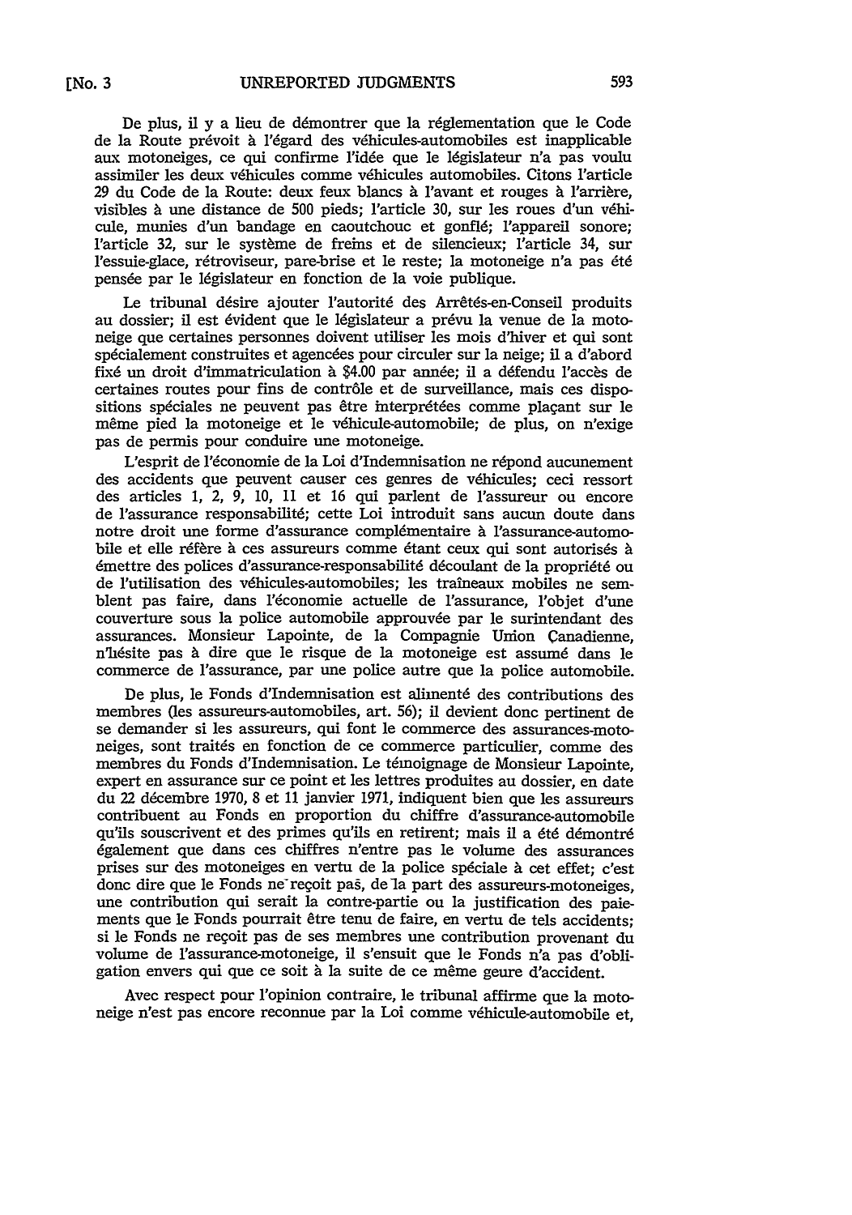De plus, il y a lieu de démontrer que la réglementation que le Code de la Route prévoit à l'égard des véhicules-automobiles est inapplicable aux motoneiges, ce qui confirme l'idée que le législateur n'a pas voulu assimiler les deux véhicules comme véhicules automobiles. Citons l'article 29 du Code de la Route: deux feux blancs à l'avant et rouges à l'arrière, visibles à une distance de 500 pieds; l'article 30, sur les roues d'un véhicule, munies d'un bandage en caoutchouc et gonflé; l'appareil sonore; l'article 32, sur le système de freins et de silencieux; l'article 34, sur l'essuie-glace, rétroviseur, pare-brise et le reste; la motoneige n'a pas été pensée par le législateur en fonction de la voie publique.

Le tribunal désire ajouter l'autorité des Arrêtés-en-Conseil produits au dossier; il est évident que le législateur a prévu la venue de la motoneige que certaines personnes doivent utiliser les mois d'hiver et qui sont spécialement construites et agencées pour circuler sur la neige; il a d'abord fixé un droit d'immatriculation à $4.00 par année; il a défendu l'accès de certaines routes pour fins de contrôle et de surveillance, mais ces dispositions spéciales ne peuvent pas être interprétées comme plaçant sur le même pied la motoneige et le véhicule-automobile; de plus, on n'exige pas de permis pour conduire une motoneige.

L'esprit de l'économie de la Loi d'Indemnisation ne répond aucunement des accidents que peuvent causer ces genres de véhicules; ceci ressort des articles 1, 2, 9, 10, 11 et 16 qui parlent de l'assureur ou encore de l'assurance responsabilité; cette Loi introduit sans aucun doute dans notre droit une forme d'assurance complémentaire à l'assurance-automobile et elle réfère à ces assureurs comme étant ceux qui sont autorisés à émettre des polices d'assurance-responsabilité découlant de la propriété ou de l'utilisation des véhicules-automobiles; les traîneaux mobiles ne semblent pas faire, dans l'économie actuelle de l'assurance, l'objet d'une couverture sous la police automobile approuvée par le surintendant des assurances. Monsieur Lapointe, de la Compagnie Union Canadienne, n'hésite pas à dire que le risque de la motoneige est assumé dans le commerce de l'assurance, par une police autre que la police automobile.

De plus, le Fonds d'Indemnisation est alimenté des contributions des membres (les assureurs-automobiles, art. 56); il devient donc pertinent de se demander si les assureurs, qui font le commerce des assurances-motoneiges, sont traités en fonction de ce commerce particulier, comme des membres du Fonds d'Indemnisation. Le témoignage de Monsieur Lapointe, expert en assurance sur ce point et les lettres produites au dossier, en date du 22 décembre 1970, 8 et 11 janvier 1971, indiquent bien que les assureurs contribuent au Fonds en proportion du chiffre d'assurance-automobile qu'ils souscrivent et des primes qu'ils en retirent; mais il a été démontré également que dans ces chiffres n'entre pas le volume des assurances prises sur des motoneiges en vertu de la police spéciale à cet effet; c'est donc dire que le Fonds ne reçoit pas, de la part des assureurs-motoneiges, une contribution qui serait la contre-partie ou la justification des paiements que le Fonds pourrait être tenu de faire, en vertu de tels accidents; si le Fonds ne reçoit pas de ses membres une contribution provenant du volume de l'assurance-motoneige, il s'ensuit que le Fonds n'a pas d'obligation envers qui que ce soit à la suite de ce même genre d'accident.

Avec respect pour l'opinion contraire, le tribunal affirme que la motoneige n'est pas encore reconnue par la Loi comme véhicule-automobile et,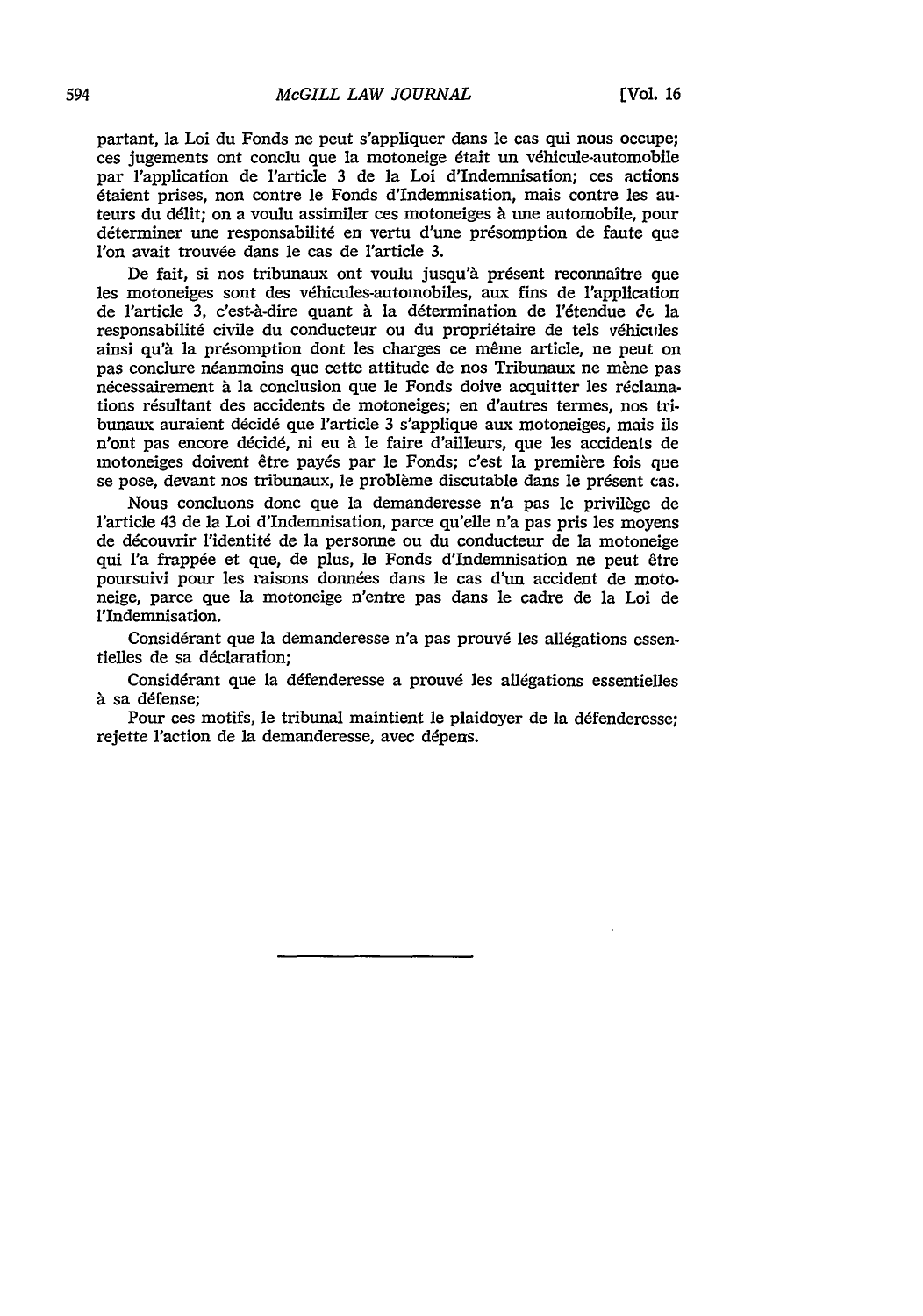partant, la Loi du Fonds ne peut s'appliquer dans le cas qui nous occupe; ces jugements ont conclu que la motoneige était un véhicule-automobile par l'application de l'article 3 de la Loi d'Indemnisation; ces actions étaient prises, non contre le Fonds d'Indemnisation, mais contre les auteurs du délit; on a voulu assimiler ces motoneiges à une automobile, pour déterminer une responsabilité en vertu d'une présomption de faute que l'on avait trouvée dans le cas de l'article 3.

De fait, si nos tribunaux ont voulu jusqu'à présent reconnaître que les motoneiges sont des véhicules-automobiles, aux fins de l'application de l'article 3, c'est-à-dire quant à la détermination de l'étendue de la responsabilité civile du conducteur ou du propriétaire de tels véhicules ainsi qu'à la présomption dont les charges ce même article, ne peut on pas conclure néanmoins que cette attitude de nos Tribunaux ne mène pas nécessairement à la conclusion que le Fonds doive acquitter les réclamations résultant des accidents de motoneiges; en d'autres termes, nos tribunaux auraient décidé que l'article 3 s'applique aux motoneiges, mais ils n'ont pas encore décidé, ni eu à le faire d'ailleurs, que les accidents de motoneiges doivent être payés par le Fonds; c'est la première fois que se pose, devant nos tribunaux, le problème discutable dans le présent cas.

Nous concluons donc que la demanderesse n'a pas le privilège de l'article 43 de la Loi d'Indemnisation, parce qu'elle n'a pas pris les moyens de découvrir l'identité de la personne ou du conducteur de la motoneige qui l'a frappée et que, de plus, le Fonds d'Indemnisation ne peut être poursuivi pour les raisons données dans le cas d'un accident de motoneige, parce que la motoneige n'entre pas dans le cadre de la Loi de l'Indemnisation.

Considérant que la demanderesse n'a pas prouvé les allégations essentielles de sa déclaration;

Considérant que la défenderesse a prouvé les allégations essentielles à sa défense;

Pour ces motifs, le tribunal maintient le plaidoyer de la défenderesse; rejette l'action de la demanderesse, avec dépens.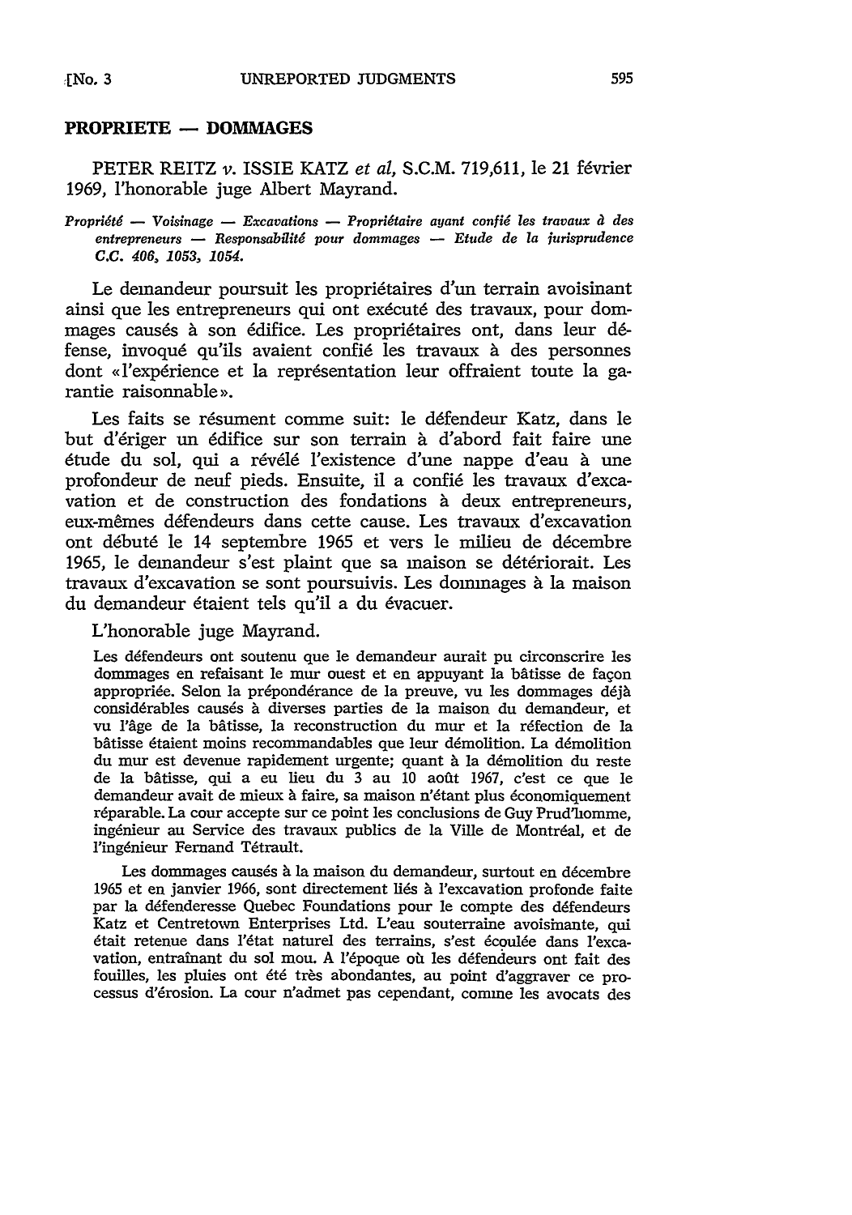## PROPRIETE — DOMMAGES

PETER REITZ *v.* ISSIE KATZ *et al*, S.C.M. 719,611, le 21 février 1969, l'honorable juge Albert Mayrand.

*Propriété — Voisinage — Excavations — Propriétaire ayant confié les travaux à des entrepreneurs — Responsabilité pour dommages — Etude de la jurisprudence C.C. 406, 1053, 1054.*

Le demandeur poursuit les propriétaires d'un terrain avoisinant ainsi que les entrepreneurs qui ont exécuté des travaux, pour dommages causés à son édifice. Les propriétaires ont, dans leur défense, invoqué qu'ils avaient confié les travaux à des personnes dont «l'expérience et la représentation leur offraient toute la garantie raisonnable».

Les faits se résument comme suit: le défendeur Katz, dans le but d'ériger un édifice sur son terrain à d'abord fait faire une étude du sol, qui a révélé l'existence d'une nappe d'eau à une profondeur de neuf pieds. Ensuite, il a confié les travaux d'excavation et de construction des fondations à deux entrepreneurs, eux-mêmes défendeurs dans cette cause. Les travaux d'excavation ont débuté le 14 septembre 1965 et vers le milieu de décembre 1965, le demandeur s'est plaint que sa maison se détériorait. Les travaux d'excavation se sont poursuivis. Les dommages à la maison du demandeur étaient tels qu'il a du évacuer.

L'honorable juge Mayrand.

> Les défendeurs ont soutenu que le demandeur aurait pu circonscrire les dommages en refaisant le mur ouest et en appuyant la bâtisse de façon appropriée. Selon la prépondérance de la preuve, vu les dommages déjà considérables causés à diverses parties de la maison du demandeur, et vu l'âge de la bâtisse, la reconstruction du mur et la réfection de la bâtisse étaient moins recommandables que leur démolition. La démolition du mur est devenue rapidement urgente; quant à la démolition du reste de la bâtisse, qui a eu lieu du 3 au 10 août 1967, c'est ce que le demandeur avait de mieux à faire, sa maison n'étant plus économiquement réparable. La cour accepte sur ce point les conclusions de Guy Prud'homme, ingénieur au Service des travaux publics de la Ville de Montréal, et de l'ingénieur Fernand Tétrault.
>
> Les dommages causés à la maison du demandeur, surtout en décembre 1965 et en janvier 1966, sont directement liés à l'excavation profonde faite par la défenderesse Quebec Foundations pour le compte des défendeurs Katz et Centretown Enterprises Ltd. L'eau souterraine avoisinante, qui était retenue dans l'état naturel des terrains, s'est écoulée dans l'excavation, entraînant du sol mou. A l'époque où les défendeurs ont fait des fouilles, les pluies ont été très abondantes, au point d'aggraver ce processus d'érosion. La cour n'admet pas cependant, comme les avocats des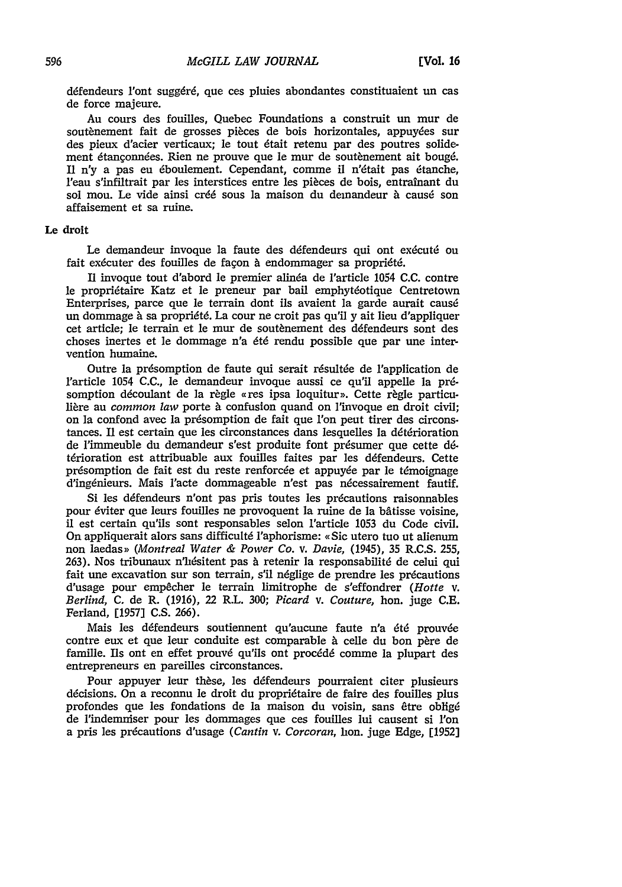défendeurs l'ont suggéré, que ces pluies abondantes constituaient un cas de force majeure.

Au cours des fouilles, Quebec Foundations a construit un mur de soutènement fait de grosses pièces de bois horizontales, appuyées sur des pieux d'acier verticaux; le tout était retenu par des poutres solidement étançonnées. Rien ne prouve que le mur de soutènement ait bougé. Il n'y a pas eu éboulement. Cependant, comme il n'était pas étanche, l'eau s'infiltrait par les interstices entre les pièces de bois, entraînant du sol mou. Le vide ainsi créé sous la maison du demandeur à causé son affaisement et sa ruine.

**Le droit**

Le demandeur invoque la faute des défendeurs qui ont exécuté ou fait exécuter des fouilles de façon à endommager sa propriété.

Il invoque tout d'abord le premier alinéa de l'article 1054 C.C. contre le propriétaire Katz et le preneur par bail emphytéotique Centretown Enterprises, parce que le terrain dont ils avaient la garde aurait causé un dommage à sa propriété. La cour ne croit pas qu'il y ait lieu d'appliquer cet article; le terrain et le mur de soutènement des défendeurs sont des choses inertes et le dommage n'a été rendu possible que par une intervention humaine.

Outre la présomption de faute qui serait résultée de l'application de l'article 1054 C.C., le demandeur invoque aussi ce qu'il appelle la présomption découlant de la règle «res ipsa loquitur». Cette règle particulière au *common law* porte à confusion quand on l'invoque en droit civil; on la confond avec la présomption de fait que l'on peut tirer des circonstances. Il est certain que les circonstances dans lesquelles la détérioration de l'immeuble du demandeur s'est produite font présumer que cette détérioration est attribuable aux fouilles faites par les défendeurs. Cette présomption de fait est du reste renforcée et appuyée par le témoignage d'ingénieurs. Mais l'acte dommageable n'est pas nécessairement fautif.

Si les défendeurs n'ont pas pris toutes les précautions raisonnables pour éviter que leurs fouilles ne provoquent la ruine de la bâtisse voisine, il est certain qu'ils sont responsables selon l'article 1053 du Code civil. On appliquerait alors sans difficulté l'aphorisme: «Sic utero tuo ut alienum non laedas» (*Montreal Water & Power Co.* v. *Davie*, (1945), 35 R.C.S. 255, 263). Nos tribunaux n'hésitent pas à retenir la responsabilité de celui qui fait une excavation sur son terrain, s'il néglige de prendre les précautions d'usage pour empêcher le terrain limitrophe de s'effondrer (*Hotte* v. *Berlind*, C. de R. (1916), 22 R.L. 300; *Picard* v. *Couture*, hon. juge C.E. Ferland, [1957] C.S. 266).

Mais les défendeurs soutiennent qu'aucune faute n'a été prouvée contre eux et que leur conduite est comparable à celle du bon père de famille. Ils ont en effet prouvé qu'ils ont procédé comme la plupart des entrepreneurs en pareilles circonstances.

Pour appuyer leur thèse, les défendeurs pourraient citer plusieurs décisions. On a reconnu le droit du propriétaire de faire des fouilles plus profondes que les fondations de la maison du voisin, sans être obligé de l'indemniser pour les dommages que ces fouilles lui causent si l'on a pris les précautions d'usage (*Cantin* v. *Corcoran*, hon. juge Edge, [1952]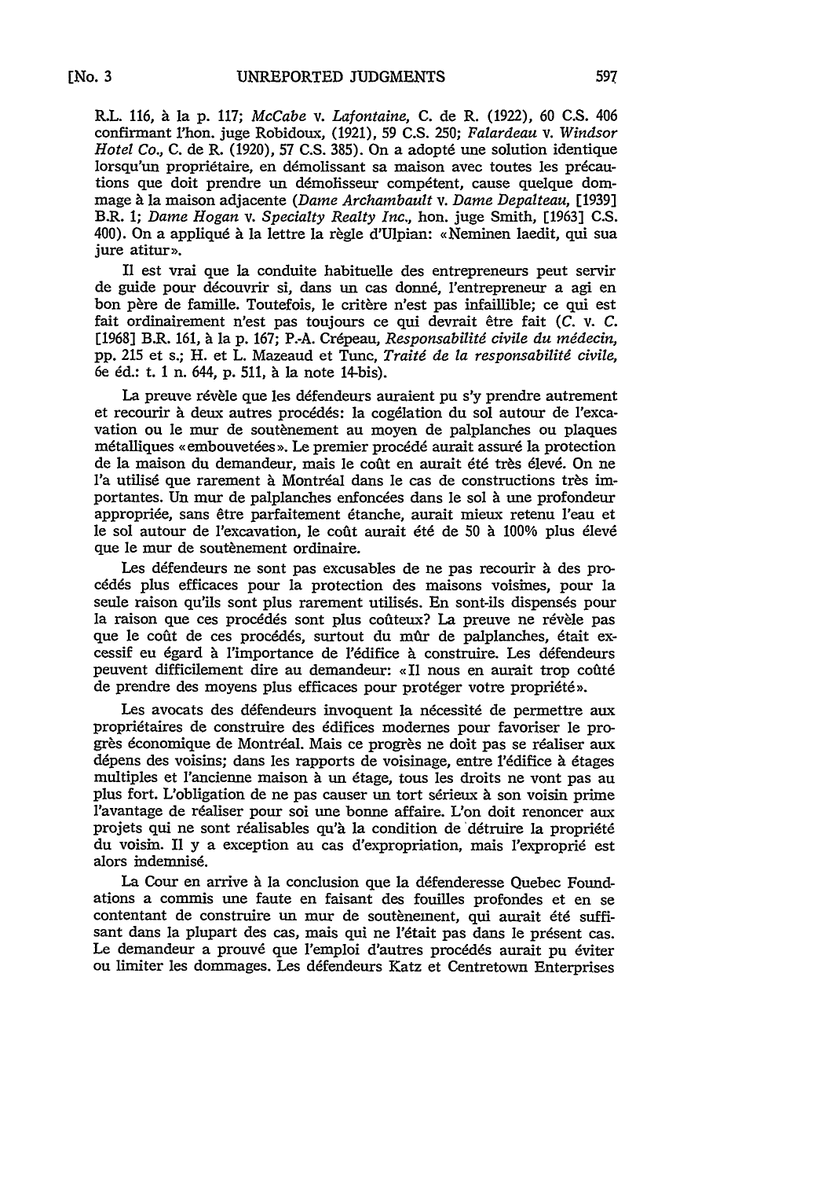R.L. 116, à la p. 117; *McCabe* v. *Lafontaine*, C. de R. (1922), 60 C.S. 406 confirmant l'hon. juge Robidoux, (1921), 59 C.S. 250; *Falardeau* v. *Windsor Hotel Co.*, C. de R. (1920), 57 C.S. 385). On a adopté une solution identique lorsqu'un propriétaire, en démolissant sa maison avec toutes les précautions que doit prendre un démolisseur compétent, cause quelque dommage à la maison adjacente (*Dame Archambault* v. *Dame Depalteau*, [1939] B.R. 1; *Dame Hogan* v. *Specialty Realty Inc.*, hon. juge Smith, [1963] C.S. 400). On a appliqué à la lettre la règle d'Ulpian: «Neminen laedit, qui sua jure atitur».

Il est vrai que la conduite habituelle des entrepreneurs peut servir de guide pour découvrir si, dans un cas donné, l'entrepreneur a agi en bon père de famille. Toutefois, le critère n'est pas infaillible; ce qui est fait ordinairement n'est pas toujours ce qui devrait être fait (*C.* v. *C.* [1968] B.R. 161, à la p. 167; P.-A. Crépeau, *Responsabilité civile du médecin*, pp. 215 et s.; H. et L. Mazeaud et Tunc, *Traité de la responsabilité civile*, 6e éd.: t. 1 n. 644, p. 511, à la note 14-bis).

La preuve révèle que les défendeurs auraient pu s'y prendre autrement et recourir à deux autres procédés: la cogélation du sol autour de l'excavation ou le mur de soutènement au moyen de palplanches ou plaques métalliques «embouvetées». Le premier procédé aurait assuré la protection de la maison du demandeur, mais le coût en aurait été très élevé. On ne l'a utilisé que rarement à Montréal dans le cas de constructions très importantes. Un mur de palplanches enfoncées dans le sol à une profondeur appropriée, sans être parfaitement étanche, aurait mieux retenu l'eau et le sol autour de l'excavation, le coût aurait été de 50 à 100% plus élevé que le mur de soutènement ordinaire.

Les défendeurs ne sont pas excusables de ne pas recourir à des procédés plus efficaces pour la protection des maisons voisines, pour la seule raison qu'ils sont plus rarement utilisés. En sont-ils dispensés pour la raison que ces procédés sont plus coûteux? La preuve ne révèle pas que le coût de ces procédés, surtout du mûr de palplanches, était excessif eu égard à l'importance de l'édifice à construire. Les défendeurs peuvent difficilement dire au demandeur: «Il nous en aurait trop coûté de prendre des moyens plus efficaces pour protéger votre propriété».

Les avocats des défendeurs invoquent la nécessité de permettre aux propriétaires de construire des édifices modernes pour favoriser le progrès économique de Montréal. Mais ce progrès ne doit pas se réaliser aux dépens des voisins; dans les rapports de voisinage, entre l'édifice à étages multiples et l'ancienne maison à un étage, tous les droits ne vont pas au plus fort. L'obligation de ne pas causer un tort sérieux à son voisin prime l'avantage de réaliser pour soi une bonne affaire. L'on doit renoncer aux projets qui ne sont réalisables qu'à la condition de détruire la propriété du voisin. Il y a exception au cas d'expropriation, mais l'exproprié est alors indemnisé.

La Cour en arrive à la conclusion que la défenderesse Quebec Foundations a commis une faute en faisant des fouilles profondes et en se contentant de construire un mur de soutènement, qui aurait été suffisant dans la plupart des cas, mais qui ne l'était pas dans le présent cas. Le demandeur a prouvé que l'emploi d'autres procédés aurait pu éviter ou limiter les dommages. Les défendeurs Katz et Centretown Enterprises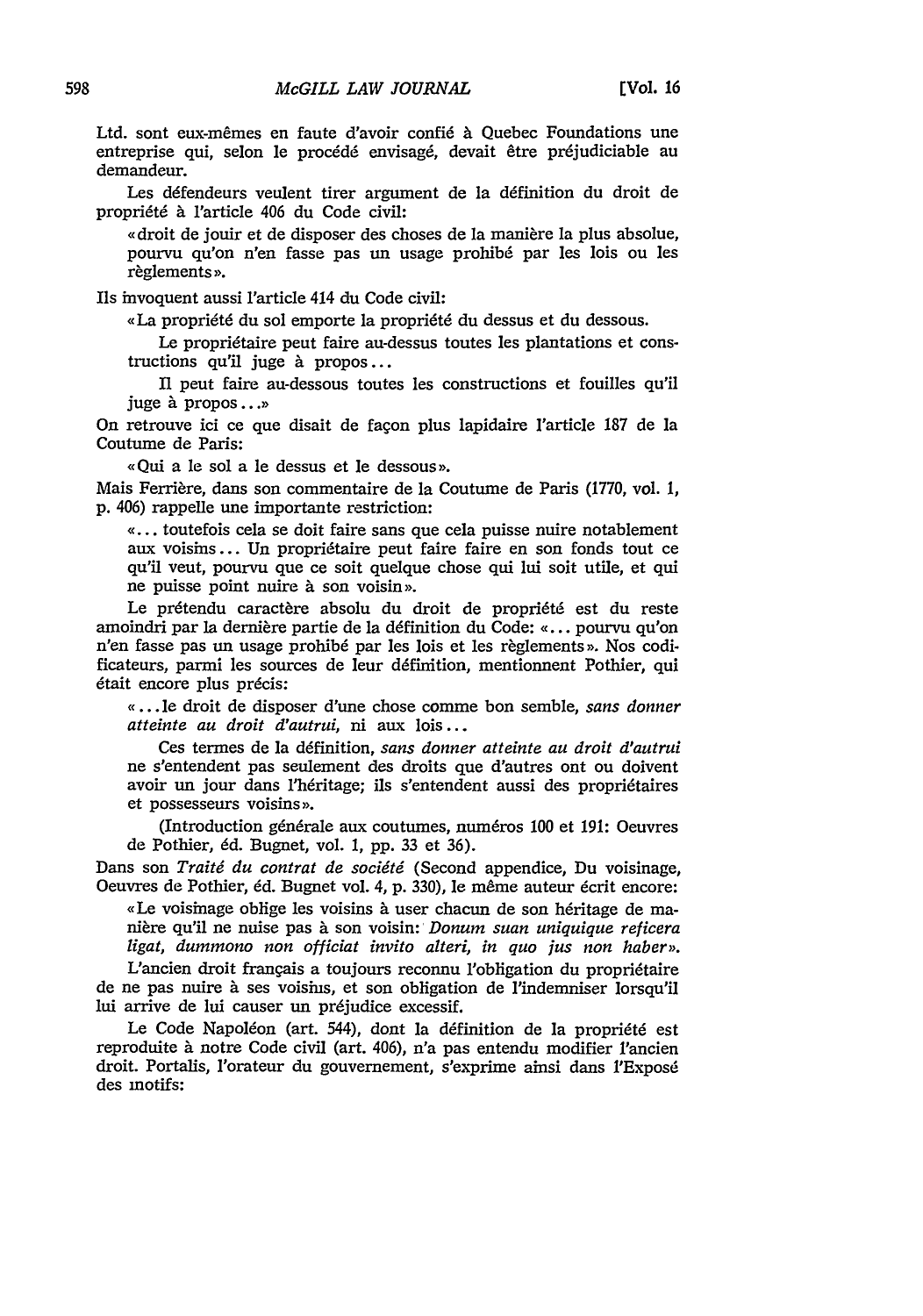Ltd. sont eux-mêmes en faute d'avoir confié à Quebec Foundations une entreprise qui, selon le procédé envisagé, devait être préjudiciable au demandeur.

Les défendeurs veulent tirer argument de la définition du droit de propriété à l'article 406 du Code civil:

> «droit de jouir et de disposer des choses de la manière la plus absolue, pourvu qu'on n'en fasse pas un usage prohibé par les lois ou les règlements».

Ils invoquent aussi l'article 414 du Code civil:

> «La propriété du sol emporte la propriété du dessus et du dessous.
>
> Le propriétaire peut faire au-dessus toutes les plantations et constructions qu'il juge à propos...
>
> Il peut faire au-dessous toutes les constructions et fouilles qu'il juge à propos...»

On retrouve ici ce que disait de façon plus lapidaire l'article 187 de la Coutume de Paris:

> «Qui a le sol a le dessus et le dessous».

Mais Ferrière, dans son commentaire de la Coutume de Paris (1770, vol. 1, p. 406) rappelle une importante restriction:

> «... toutefois cela se doit faire sans que cela puisse nuire notablement aux voisins... Un propriétaire peut faire faire en son fonds tout ce qu'il veut, pourvu que ce soit quelque chose qui lui soit utile, et qui ne puisse point nuire à son voisin».

Le prétendu caractère absolu du droit de propriété est du reste amoindri par la dernière partie de la définition du Code: «... pourvu qu'on n'en fasse pas un usage prohibé par les lois et les règlements». Nos codificateurs, parmi les sources de leur définition, mentionnent Pothier, qui était encore plus précis:

> «...le droit de disposer d'une chose comme bon semble, *sans donner atteinte au droit d'autrui*, ni aux lois...
>
> Ces termes de la définition, *sans donner atteinte au droit d'autrui* ne s'entendent pas seulement des droits que d'autres ont ou doivent avoir un jour dans l'héritage; ils s'entendent aussi des propriétaires et possesseurs voisins».
>
> (Introduction générale aux coutumes, numéros 100 et 191: Oeuvres de Pothier, éd. Bugnet, vol. 1, pp. 33 et 36).

Dans son *Traité du contrat de société* (Second appendice, Du voisinage, Oeuvres de Pothier, éd. Bugnet vol. 4, p. 330), le même auteur écrit encore:

> «Le voisinage oblige les voisins à user chacun de son héritage de manière qu'il ne nuise pas à son voisin: *Donum suan uniquique reficera ligat, dummono non officiat invito alteri, in quo jus non haber*».

L'ancien droit français a toujours reconnu l'obligation du propriétaire de ne pas nuire à ses voisins, et son obligation de l'indemniser lorsqu'il lui arrive de lui causer un préjudice excessif.

Le Code Napoléon (art. 544), dont la définition de la propriété est reproduite à notre Code civil (art. 406), n'a pas entendu modifier l'ancien droit. Portalis, l'orateur du gouvernement, s'exprime ainsi dans l'Exposé des motifs: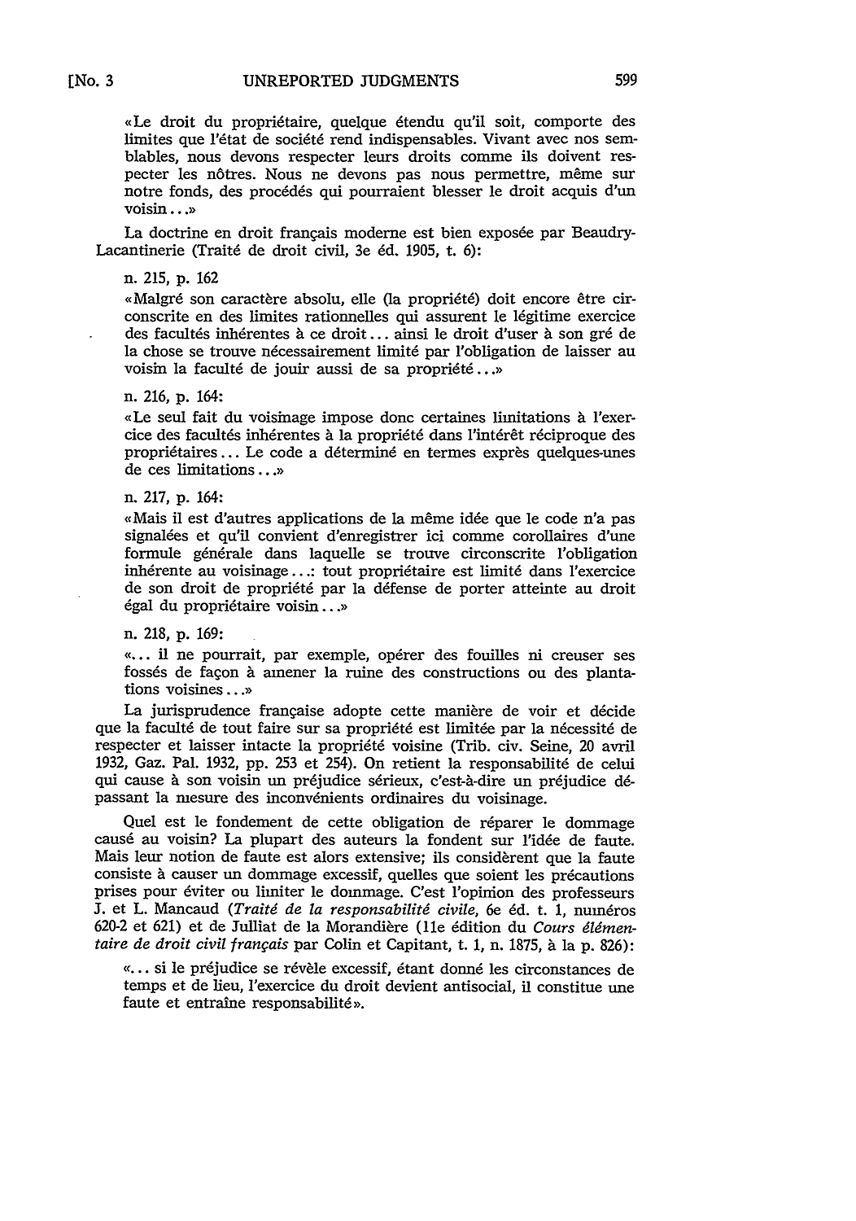«Le droit du propriétaire, quelque étendu qu'il soit, comporte des limites que l'état de société rend indispensables. Vivant avec nos semblables, nous devons respecter leurs droits comme ils doivent respecter les nôtres. Nous ne devons pas nous permettre, même sur notre fonds, des procédés qui pourraient blesser le droit acquis d'un voisin...»

La doctrine en droit français moderne est bien exposée par Beaudry-Lacantinerie (Traité de droit civil, 3e éd. 1905, t. 6):

n. 215, p. 162

«Malgré son caractère absolu, elle (la propriété) doit encore être circonscrite en des limites rationnelles qui assurent le légitime exercice des facultés inhérentes à ce droit... ainsi le droit d'user à son gré de la chose se trouve nécessairement limité par l'obligation de laisser au voisin la faculté de jouir aussi de sa propriété...»

n. 216, p. 164:

«Le seul fait du voisinage impose donc certaines limitations à l'exercice des facultés inhérentes à la propriété dans l'intérêt réciproque des propriétaires... Le code a déterminé en termes exprès quelques-unes de ces limitations...»

n. 217, p. 164:

«Mais il est d'autres applications de la même idée que le code n'a pas signalées et qu'il convient d'enregistrer ici comme corollaires d'une formule générale dans laquelle se trouve circonscrite l'obligation inhérente au voisinage...: tout propriétaire est limité dans l'exercice de son droit de propriété par la défense de porter atteinte au droit égal du propriétaire voisin...»

n. 218, p. 169:

«... il ne pourrait, par exemple, opérer des fouilles ni creuser ses fossés de façon à amener la ruine des constructions ou des plantations voisines...»

La jurisprudence française adopte cette manière de voir et décide que la faculté de tout faire sur sa propriété est limitée par la nécessité de respecter et laisser intacte la propriété voisine (Trib. civ. Seine, 20 avril 1932, Gaz. Pal. 1932, pp. 253 et 254). On retient la responsabilité de celui qui cause à son voisin un préjudice sérieux, c'est-à-dire un préjudice dépassant la mesure des inconvénients ordinaires du voisinage.

Quel est le fondement de cette obligation de réparer le dommage causé au voisin? La plupart des auteurs la fondent sur l'idée de faute. Mais leur notion de faute est alors extensive; ils considèrent que la faute consiste à causer un dommage excessif, quelles que soient les précautions prises pour éviter ou limiter le dommage. C'est l'opinion des professeurs J. et L. Mancaud (*Traité de la responsabilité civile*, 6e éd. t. 1, numéros 620-2 et 621) et de Julliat de la Morandière (11e édition du *Cours élémentaire de droit civil français* par Colin et Capitant, t. 1, n. 1875, à la p. 826):

«... si le préjudice se révèle excessif, étant donné les circonstances de temps et de lieu, l'exercice du droit devient antisocial, il constitue une faute et entraîne responsabilité».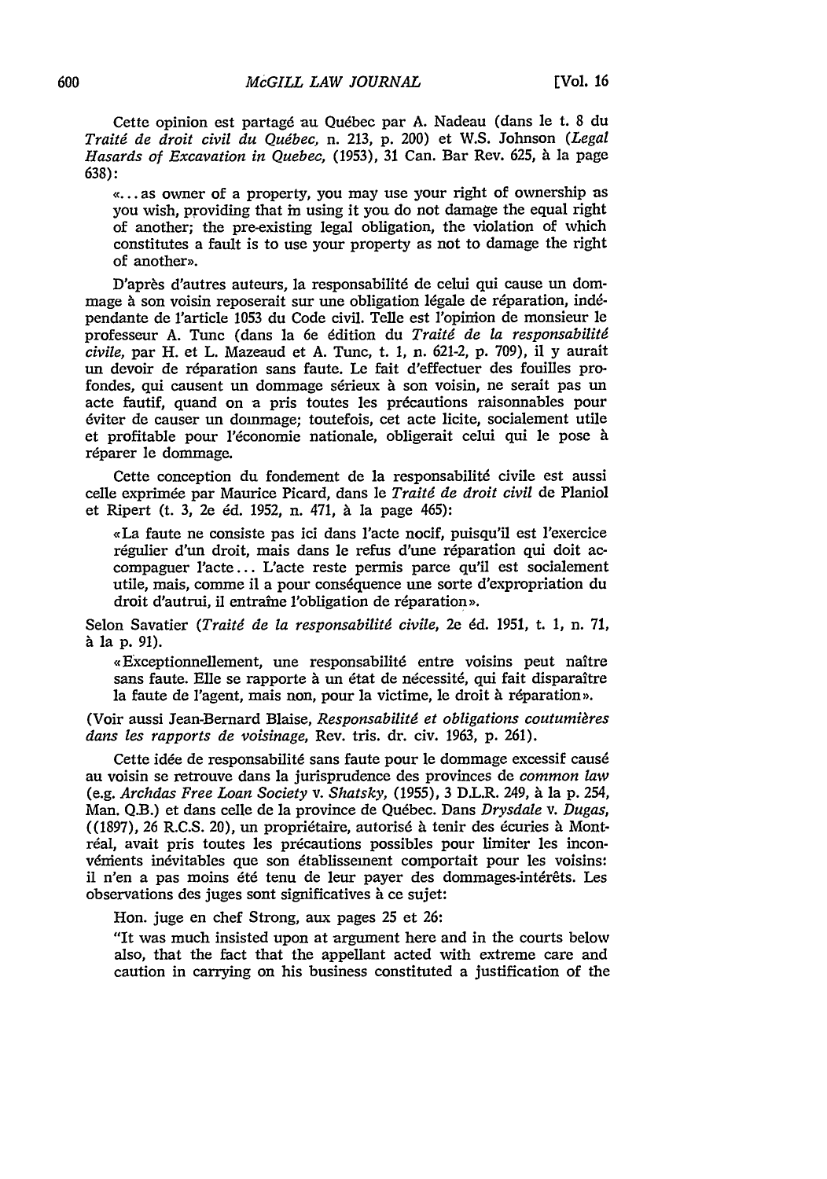Cette opinion est partagé au Québec par A. Nadeau (dans le t. 8 du *Traité de droit civil du Québec*, n. 213, p. 200) et W.S. Johnson (*Legal Hasards of Excavation in Quebec*, (1953), 31 Can. Bar Rev. 625, à la page 638):

> «...as owner of a property, you may use your right of ownership as you wish, providing that in using it you do not damage the equal right of another; the pre-existing legal obligation, the violation of which constitutes a fault is to use your property as not to damage the right of another».

D'après d'autres auteurs, la responsabilité de celui qui cause un dommage à son voisin reposerait sur une obligation légale de réparation, indépendante de l'article 1053 du Code civil. Telle est l'opinion de monsieur le professeur A. Tunc (dans la 6e édition du *Traité de la responsabilité civile*, par H. et L. Mazeaud et A. Tunc, t. 1, n. 621-2, p. 709), il y aurait un devoir de réparation sans faute. Le fait d'effectuer des fouilles profondes, qui causent un dommage sérieux à son voisin, ne serait pas un acte fautif, quand on a pris toutes les précautions raisonnables pour éviter de causer un dommage; toutefois, cet acte licite, socialement utile et profitable pour l'économie nationale, obligerait celui qui le pose à réparer le dommage.

Cette conception du fondement de la responsabilité civile est aussi celle exprimée par Maurice Picard, dans le *Traité de droit civil* de Planiol et Ripert (t. 3, 2e éd. 1952, n. 471, à la page 465):

> «La faute ne consiste pas ici dans l'acte nocif, puisqu'il est l'exercice régulier d'un droit, mais dans le refus d'une réparation qui doit accompagner l'acte... L'acte reste permis parce qu'il est socialement utile, mais, comme il a pour conséquence une sorte d'expropriation du droit d'autrui, il entraîne l'obligation de réparation».

Selon Savatier (*Traité de la responsabilité civile*, 2e éd. 1951, t. 1, n. 71, à la p. 91).

> «Exceptionnellement, une responsabilité entre voisins peut naître sans faute. Elle se rapporte à un état de nécessité, qui fait disparaître la faute de l'agent, mais non, pour la victime, le droit à réparation».

(Voir aussi Jean-Bernard Blaise, *Responsabilité et obligations coutumières dans les rapports de voisinage*, Rev. tris. dr. civ. 1963, p. 261).

Cette idée de responsabilité sans faute pour le dommage excessif causé au voisin se retrouve dans la jurisprudence des provinces de *common law* (e.g. *Archdas Free Loan Society* v. *Shatsky*, (1955), 3 D.L.R. 249, à la p. 254, Man. Q.B.) et dans celle de la province de Québec. Dans *Drysdale* v. *Dugas*, ((1897), 26 R.C.S. 20), un propriétaire, autorisé à tenir des écuries à Montréal, avait pris toutes les précautions possibles pour limiter les inconvénients inévitables que son établissement comportait pour les voisins: il n'en a pas moins été tenu de leur payer des dommages-intérêts. Les observations des juges sont significatives à ce sujet:

Hon. juge en chef Strong, aux pages 25 et 26:

> "It was much insisted upon at argument here and in the courts below also, that the fact that the appellant acted with extreme care and caution in carrying on his business constituted a justification of the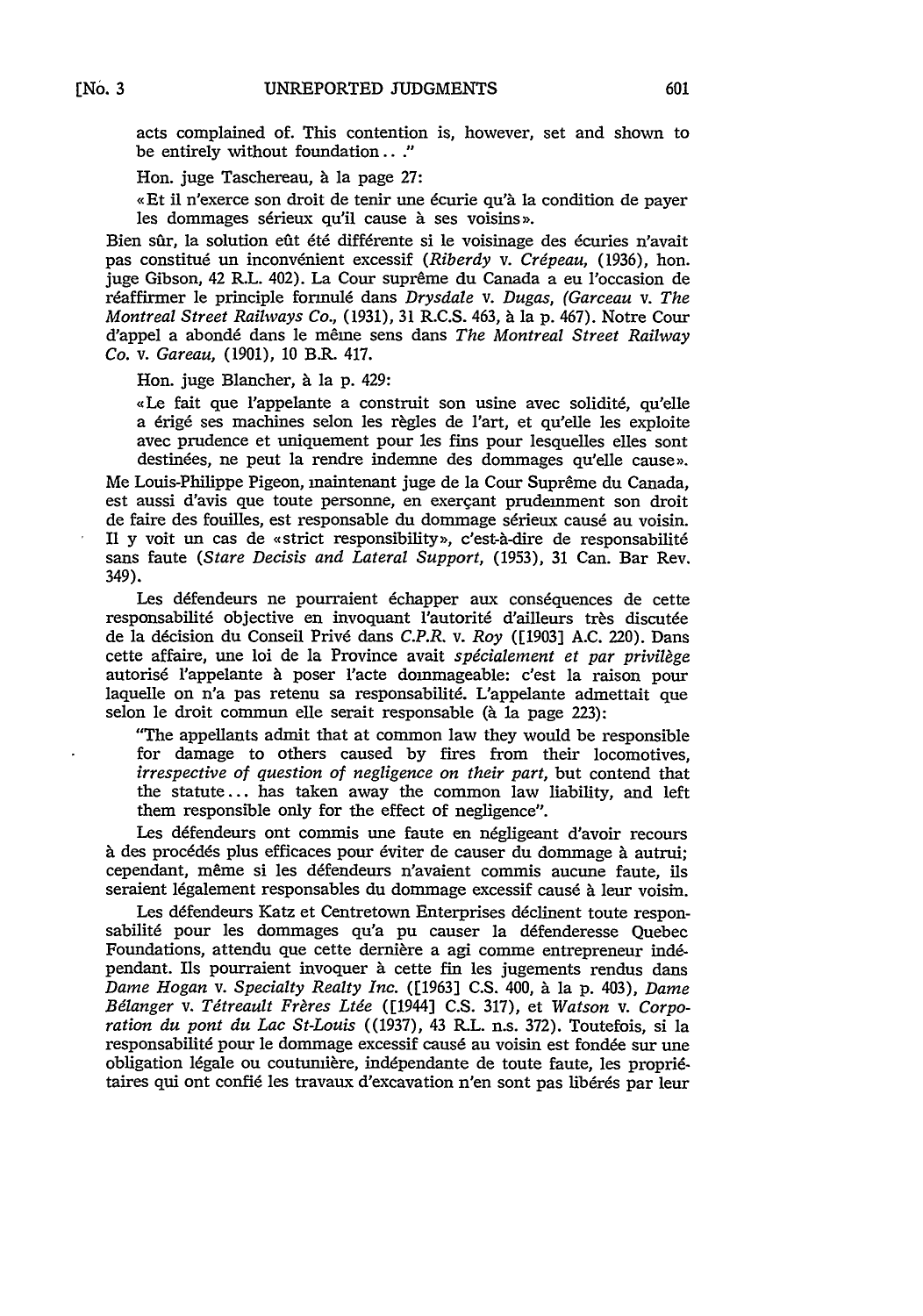acts complained of. This contention is, however, set and shown to be entirely without foundation.. ."

Hon. juge Taschereau, à la page 27:

> «Et il n'exerce son droit de tenir une écurie qu'à la condition de payer les dommages sérieux qu'il cause à ses voisins».

Bien sûr, la solution eût été différente si le voisinage des écuries n'avait pas constitué un inconvénient excessif (*Riberdy* v. *Crépeau*, (1936), hon. juge Gibson, 42 R.L. 402). La Cour suprême du Canada a eu l'occasion de réaffirmer le principle formulé dans *Drysdale* v. *Dugas*, (*Garceau* v. *The Montreal Street Railways Co.*, (1931), 31 R.C.S. 463, à la p. 467). Notre Cour d'appel a abondé dans le même sens dans *The Montreal Street Railway Co.* v. *Gareau*, (1901), 10 B.R. 417.

Hon. juge Blancher, à la p. 429:

> «Le fait que l'appelante a construit son usine avec solidité, qu'elle a érigé ses machines selon les règles de l'art, et qu'elle les exploite avec prudence et uniquement pour les fins pour lesquelles elles sont destinées, ne peut la rendre indemne des dommages qu'elle cause».

Me Louis-Philippe Pigeon, maintenant juge de la Cour Suprême du Canada, est aussi d'avis que toute personne, en exerçant prudemment son droit de faire des fouilles, est responsable du dommage sérieux causé au voisin. Il y voit un cas de «strict responsibility», c'est-à-dire de responsabilité sans faute (*Stare Decisis and Lateral Support*, (1953), 31 Can. Bar Rev. 349).

Les défendeurs ne pourraient échapper aux conséquences de cette responsabilité objective en invoquant l'autorité d'ailleurs très discutée de la décision du Conseil Privé dans *C.P.R.* v. *Roy* ([1903] A.C. 220). Dans cette affaire, une loi de la Province avait *spécialement et par privilège* autorisé l'appelante à poser l'acte dommageable: c'est la raison pour laquelle on n'a pas retenu sa responsabilité. L'appelante admettait que selon le droit commun elle serait responsable (à la page 223):

> "The appellants admit that at common law they would be responsible for damage to others caused by fires from their locomotives, *irrespective of question of negligence on their part*, but contend that the statute... has taken away the common law liability, and left them responsible only for the effect of negligence".

Les défendeurs ont commis une faute en négligeant d'avoir recours à des procédés plus efficaces pour éviter de causer du dommage à autrui; cependant, même si les défendeurs n'avaient commis aucune faute, ils seraient légalement responsables du dommage excessif causé à leur voisin.

Les défendeurs Katz et Centretown Enterprises déclinent toute responsabilité pour les dommages qu'a pu causer la défenderesse Quebec Foundations, attendu que cette dernière a agi comme entrepreneur indépendant. Ils pourraient invoquer à cette fin les jugements rendus dans *Dame Hogan* v. *Specialty Realty Inc.* ([1963] C.S. 400, à la p. 403), *Dame Bélanger* v. *Tétreault Frères Ltée* ([1944] C.S. 317), et *Watson* v. *Corporation du pont du Lac St-Louis* ((1937), 43 R.L. n.s. 372). Toutefois, si la responsabilité pour le dommage excessif causé au voisin est fondée sur une obligation légale ou coutumière, indépendante de toute faute, les propriétaires qui ont confié les travaux d'excavation n'en sont pas libérés par leur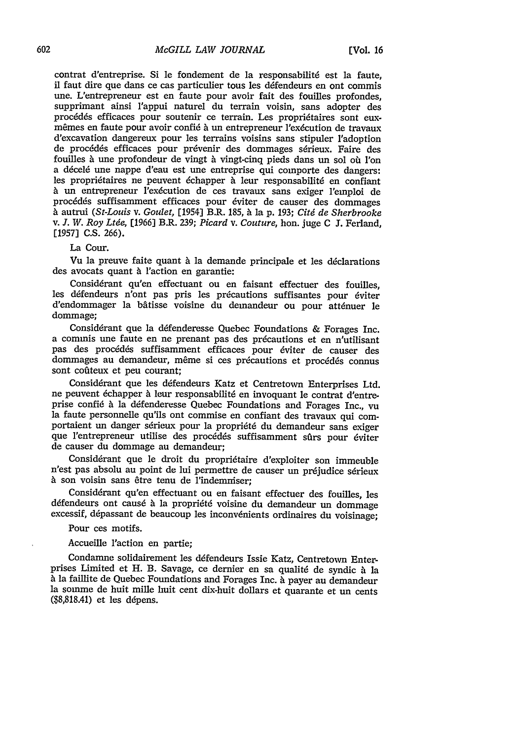contrat d'entreprise. Si le fondement de la responsabilité est la faute, il faut dire que dans ce cas particulier tous les défendeurs en ont commis une. L'entrepreneur est en faute pour avoir fait des fouilles profondes, supprimant ainsi l'appui naturel du terrain voisin, sans adopter des procédés efficaces pour soutenir ce terrain. Les propriétaires sont eux-mêmes en faute pour avoir confié à un entrepreneur l'exécution de travaux d'excavation dangereux pour les terrains voisins sans stipuler l'adoption de procédés efficaces pour prévenir des dommages sérieux. Faire des fouilles à une profondeur de vingt à vingt-cinq pieds dans un sol où l'on a décelé une nappe d'eau est une entreprise qui comporte des dangers: les propriétaires ne peuvent échapper à leur responsabilité en confiant à un entrepreneur l'exécution de ces travaux sans exiger l'emploi de procédés suffisamment efficaces pour éviter de causer des dommages à autrui (*St-Louis* v. *Goulet*, [1954] B.R. 185, à la p. 193; *Cité de Sherbrooke* v. *J. W. Roy Ltée*, [1966] B.R. 239; *Picard* v. *Couture*, hon. juge C J. Ferland, [1957] C.S. 266).

La Cour.

Vu la preuve faite quant à la demande principale et les déclarations des avocats quant à l'action en garantie:

Considérant qu'en effectuant ou en faisant effectuer des fouilles, les défendeurs n'ont pas pris les précautions suffisantes pour éviter d'endommager la bâtisse voisine du demandeur ou pour atténuer le dommage;

Considérant que la défenderesse Quebec Foundations & Forages Inc. a commis une faute en ne prenant pas des précautions et en n'utilisant pas des procédés suffisamment efficaces pour éviter de causer des dommages au demandeur, même si ces précautions et procédés connus sont coûteux et peu courant;

Considérant que les défendeurs Katz et Centretown Enterprises Ltd. ne peuvent échapper à leur responsabilité en invoquant le contrat d'entreprise confié à la défenderesse Quebec Foundations and Forages Inc., vu la faute personnelle qu'ils ont commise en confiant des travaux qui comportaient un danger sérieux pour la propriété du demandeur sans exiger que l'entrepreneur utilise des procédés suffisamment sûrs pour éviter de causer du dommage au demandeur;

Considérant que le droit du propriétaire d'exploiter son immeuble n'est pas absolu au point de lui permettre de causer un préjudice sérieux à son voisin sans être tenu de l'indemniser;

Considérant qu'en effectuant ou en faisant effectuer des fouilles, les défendeurs ont causé à la propriété voisine du demandeur un dommage excessif, dépassant de beaucoup les inconvénients ordinaires du voisinage;

Pour ces motifs.

Accueille l'action en partie;

Condamne solidairement les défendeurs Issie Katz, Centretown Enterprises Limited et H. B. Savage, ce dernier en sa qualité de syndic à la à la faillite de Quebec Foundations and Forages Inc. à payer au demandeur la somme de huit mille huit cent dix-huit dollars et quarante et un cents ($8,818.41) et les dépens.